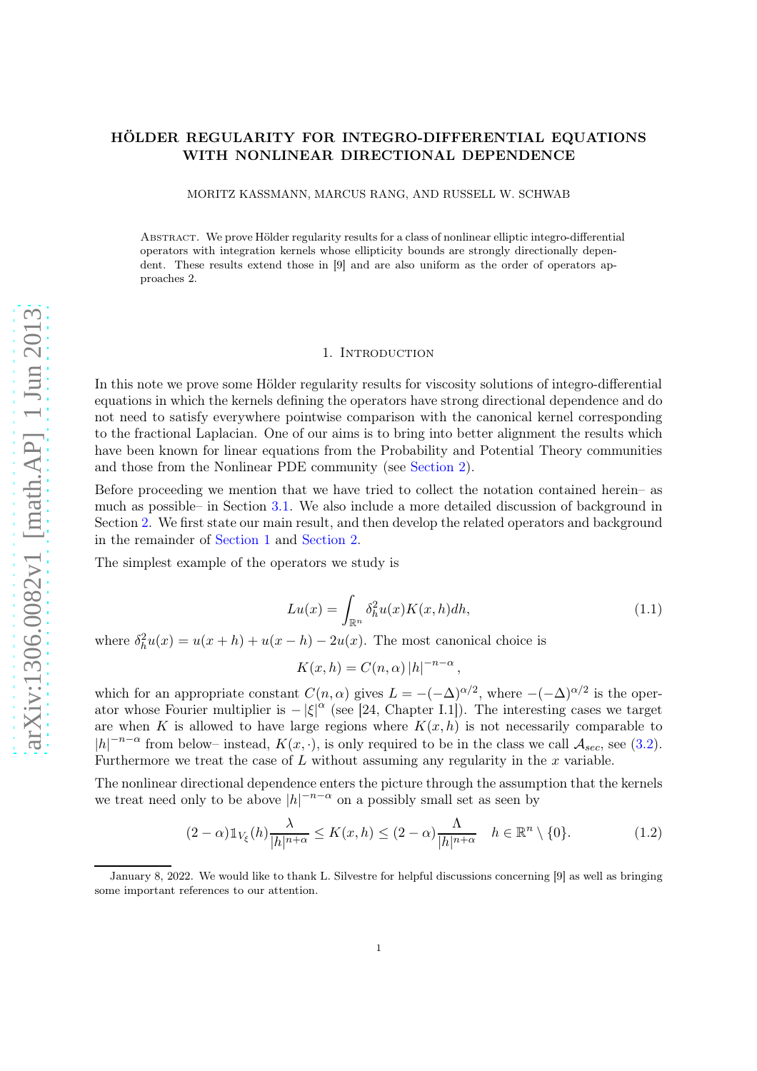# HÖLDER REGULARITY FOR INTEGRO-DIFFERENTIAL EQUATIONS WITH NONLINEAR DIRECTIONAL DEPENDENCE

MORITZ KASSMANN, MARCUS RANG, AND RUSSELL W. SCHWAB

Abstract. We prove Hölder regularity results for a class of nonlinear elliptic integro-differential operators with integration kernels whose ellipticity bounds are strongly directionally dependent. These results extend those in [9] and are also uniform as the order of operators approaches 2.

## 1. Introduction

In this note we prove some Hölder regularity results for viscosity solutions of integro-differential equations in which the kernels defining the operators have strong directional dependence and do not need to satisfy everywhere pointwise comparison with the canonical kernel corresponding to the fractional Laplacian. One of our aims is to bring into better alignment the results which have been known for linear equations from the Probability and Potential Theory communities and those from the Nonlinear PDE community (see Section 2).

Before proceeding we mention that we have tried to collect the notation contained herein– as much as possible– in Section 3.1. We also include a more detailed discussion of background in Section 2. We first state our main result, and then develop the related operators and background in the remainder of Section 1 and Section 2.

The simplest example of the operators we study is

$$Lu(x) = \int_{\mathbb{R}^n} \delta_h^2 u(x) K(x,h) dh, \tag{1.1}$$

where $\delta_h^2 u(x) = u(x+h) + u(x-h) - 2u(x)$. The most canonical choice is

$$K(x,h) = C(n,\alpha) \left|h\right|^{-n-\alpha},$$

which for an appropriate constant $C(n,\alpha)$ gives $L = -(-\Delta)^{\alpha/2}$, where $-(-\Delta)^{\alpha/2}$ is the operator whose Fourier multiplier is $-\left|\xi\right|^{\alpha}$ (see [24, Chapter I.1]). The interesting cases we target are when $K$ is allowed to have large regions where $K(x,h)$ is not necessarily comparable to $\left|h\right|^{-n-\alpha}$ from below– instead, $K(x,\cdot)$, is only required to be in the class we call $\mathcal{A}_{sec}$, see (3.2). Furthermore we treat the case of $L$ without assuming any regularity in the $x$ variable.

The nonlinear directional dependence enters the picture through the assumption that the kernels we treat need only to be above $\left|h\right|^{-n-\alpha}$ on a possibly small set as seen by

$$(2-\alpha)\mathbb{1}_{V_\xi}(h)\frac{\lambda}{|h|^{n+\alpha}} \le K(x,h) \le (2-\alpha)\frac{\Lambda}{|h|^{n+\alpha}} \quad h \in \mathbb{R}^n \setminus \{0\}. \tag{1.2}$$

January 8, 2022. We would like to thank L. Silvestre for helpful discussions concerning [9] as well as bringing some important references to our attention.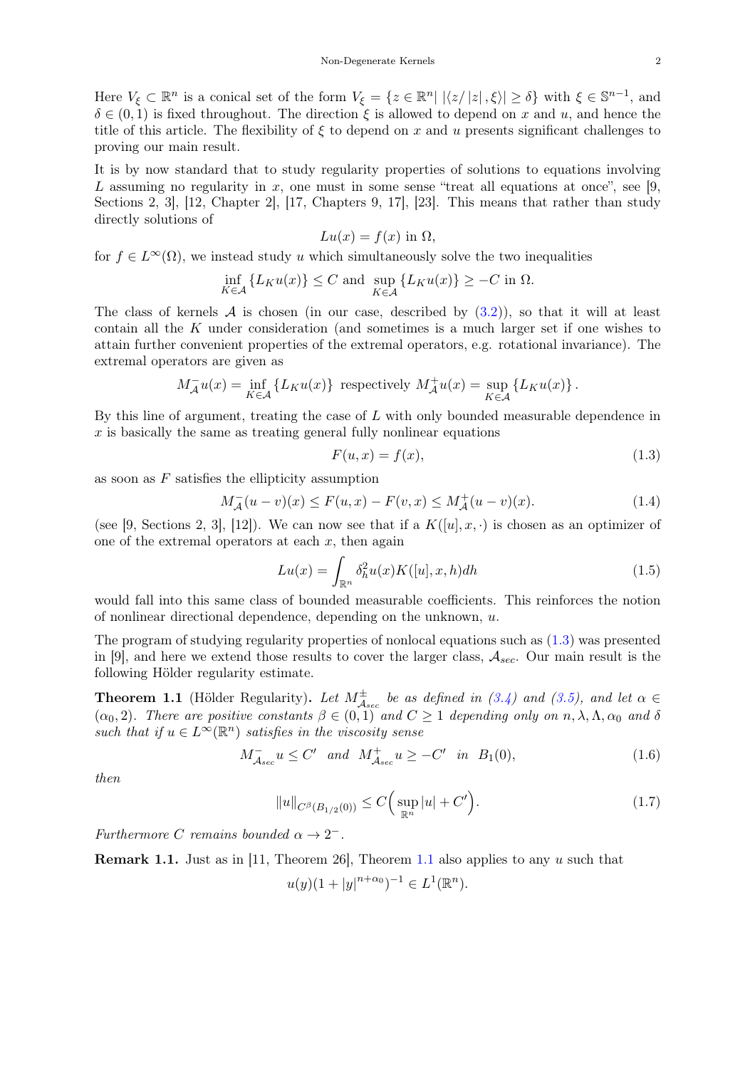Here $V_\xi \subset \mathbb{R}^n$ is a conical set of the form $V_\xi = \{z \in \mathbb{R}^n | \, |\langle z/|z|, \xi\rangle| \geq \delta\}$ with $\xi \in \mathbb{S}^{n-1}$, and $\delta \in (0,1)$ is fixed throughout. The direction $\xi$ is allowed to depend on $x$ and $u$, and hence the title of this article. The flexibility of $\xi$ to depend on $x$ and $u$ presents significant challenges to proving our main result.

It is by now standard that to study regularity properties of solutions to equations involving $L$ assuming no regularity in $x$, one must in some sense "treat all equations at once", see [9, Sections 2, 3], [12, Chapter 2], [17, Chapters 9, 17], [23]. This means that rather than study directly solutions of

$$Lu(x) = f(x) \text{ in } \Omega,$$

for $f \in L^\infty(\Omega)$, we instead study $u$ which simultaneously solve the two inequalities

$$\inf_{K\in\mathcal{A}} \{L_K u(x)\} \leq C \text{ and } \sup_{K\in\mathcal{A}} \{L_K u(x)\} \geq -C \text{ in } \Omega.$$

The class of kernels $\mathcal{A}$ is chosen (in our case, described by (3.2)), so that it will at least contain all the $K$ under consideration (and sometimes is a much larger set if one wishes to attain further convenient properties of the extremal operators, e.g. rotational invariance). The extremal operators are given as

$$M^-_{\mathcal{A}} u(x) = \inf_{K\in\mathcal{A}} \{L_K u(x)\} \text{ respectively } M^+_{\mathcal{A}} u(x) = \sup_{K\in\mathcal{A}} \{L_K u(x)\}.$$

By this line of argument, treating the case of $L$ with only bounded measurable dependence in $x$ is basically the same as treating general fully nonlinear equations

$$F(u,x) = f(x), \tag{1.3}$$

as soon as $F$ satisfies the ellipticity assumption

$$M^-_{\mathcal{A}}(u-v)(x) \leq F(u,x) - F(v,x) \leq M^+_{\mathcal{A}}(u-v)(x). \tag{1.4}$$

(see [9, Sections 2, 3], [12]). We can now see that if a $K([u],x,\cdot)$ is chosen as an optimizer of one of the extremal operators at each $x$, then again

$$Lu(x) = \int_{\mathbb{R}^n} \delta_h^2 u(x) K([u],x,h)dh \tag{1.5}$$

would fall into this same class of bounded measurable coefficients. This reinforces the notion of nonlinear directional dependence, depending on the unknown, $u$.

The program of studying regularity properties of nonlocal equations such as (1.3) was presented in [9], and here we extend those results to cover the larger class, $\mathcal{A}_{sec}$. Our main result is the following Hölder regularity estimate.

**Theorem 1.1** (Hölder Regularity)**.** *Let $M^\pm_{\mathcal{A}_{sec}}$ be as defined in (3.4) and (3.5), and let $\alpha \in (\alpha_0, 2)$. There are positive constants $\beta \in (0,1)$ and $C \geq 1$ depending only on $n, \lambda, \Lambda, \alpha_0$ and $\delta$ such that if $u \in L^\infty(\mathbb{R}^n)$ satisfies in the viscosity sense*

$$M^-_{\mathcal{A}_{sec}} u \leq C' \text{ and } M^+_{\mathcal{A}_{sec}} u \geq -C' \text{ in } B_1(0), \tag{1.6}$$

*then*

$$\|u\|_{C^\beta(B_{1/2}(0))} \leq C\Big(\sup_{\mathbb{R}^n} |u| + C'\Big). \tag{1.7}$$

*Furthermore $C$ remains bounded $\alpha \to 2^-$.*

**Remark 1.1.** Just as in [11, Theorem 26], Theorem 1.1 also applies to any $u$ such that

$$u(y)(1+|y|^{n+\alpha_0})^{-1} \in L^1(\mathbb{R}^n).$$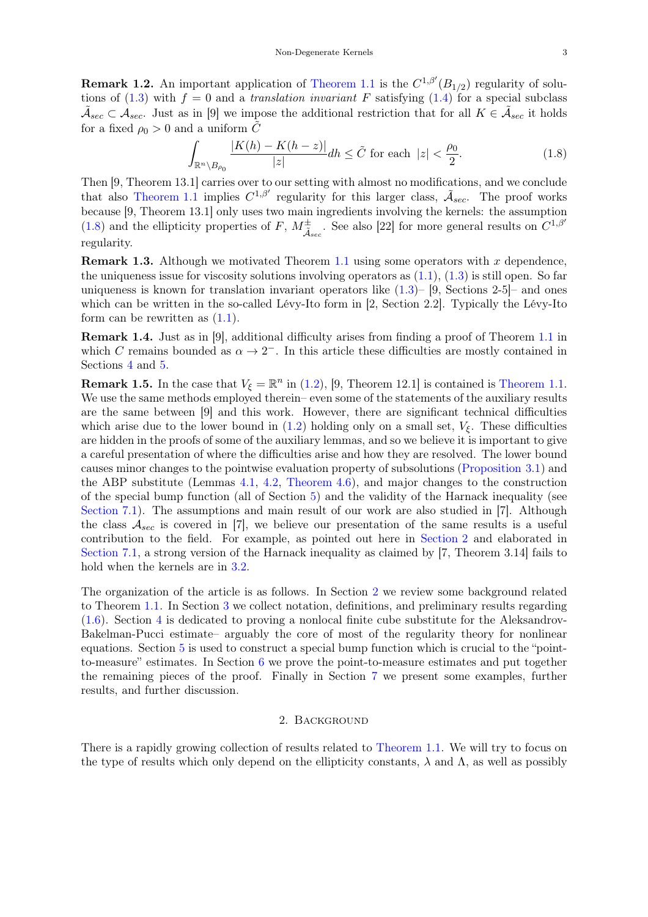**Remark 1.2.** An important application of Theorem 1.1 is the $C^{1,\beta'}(B_{1/2})$ regularity of solutions of (1.3) with $f = 0$ and a *translation invariant* $F$ satisfying (1.4) for a special subclass $\tilde{\mathcal{A}}_{sec} \subset \mathcal{A}_{sec}$. Just as in [9] we impose the additional restriction that for all $K \in \tilde{\mathcal{A}}_{sec}$ it holds for a fixed $\rho_0 > 0$ and a uniform $\tilde{C}$

$$\int_{\mathbb{R}^n \setminus B_{\rho_0}} \frac{|K(h) - K(h-z)|}{|z|} dh \leq \tilde{C} \text{ for each } |z| < \frac{\rho_0}{2}. \tag{1.8}$$

Then [9, Theorem 13.1] carries over to our setting with almost no modifications, and we conclude that also Theorem 1.1 implies $C^{1,\beta'}$ regularity for this larger class, $\tilde{\mathcal{A}}_{sec}$. The proof works because [9, Theorem 13.1] only uses two main ingredients involving the kernels: the assumption (1.8) and the ellipticity properties of $F$, $M^{\pm}_{\tilde{\mathcal{A}}_{sec}}$. See also [22] for more general results on $C^{1,\beta'}$ regularity.

**Remark 1.3.** Although we motivated Theorem 1.1 using some operators with $x$ dependence, the uniqueness issue for viscosity solutions involving operators as (1.1), (1.3) is still open. So far uniqueness is known for translation invariant operators like (1.3)– [9, Sections 2-5]– and ones which can be written in the so-called Lévy-Ito form in [2, Section 2.2]. Typically the Lévy-Ito form can be rewritten as (1.1).

**Remark 1.4.** Just as in [9], additional difficulty arises from finding a proof of Theorem 1.1 in which $C$ remains bounded as $\alpha \to 2^-$. In this article these difficulties are mostly contained in Sections 4 and 5.

**Remark 1.5.** In the case that $V_\xi = \mathbb{R}^n$ in (1.2), [9, Theorem 12.1] is contained is Theorem 1.1. We use the same methods employed therein– even some of the statements of the auxiliary results are the same between [9] and this work. However, there are significant technical difficulties which arise due to the lower bound in (1.2) holding only on a small set, $V_\xi$. These difficulties are hidden in the proofs of some of the auxiliary lemmas, and so we believe it is important to give a careful presentation of where the difficulties arise and how they are resolved. The lower bound causes minor changes to the pointwise evaluation property of subsolutions (Proposition 3.1) and the ABP substitute (Lemmas 4.1, 4.2, Theorem 4.6), and major changes to the construction of the special bump function (all of Section 5) and the validity of the Harnack inequality (see Section 7.1). The assumptions and main result of our work are also studied in [7]. Although the class $\mathcal{A}_{sec}$ is covered in [7], we believe our presentation of the same results is a useful contribution to the field. For example, as pointed out here in Section 2 and elaborated in Section 7.1, a strong version of the Harnack inequality as claimed by [7, Theorem 3.14] fails to hold when the kernels are in 3.2.

The organization of the article is as follows. In Section 2 we review some background related to Theorem 1.1. In Section 3 we collect notation, definitions, and preliminary results regarding (1.6). Section 4 is dedicated to proving a nonlocal finite cube substitute for the Aleksandrov-Bakelman-Pucci estimate– arguably the core of most of the regularity theory for nonlinear equations. Section 5 is used to construct a special bump function which is crucial to the "point-to-measure" estimates. In Section 6 we prove the point-to-measure estimates and put together the remaining pieces of the proof. Finally in Section 7 we present some examples, further results, and further discussion.

## 2. Background

There is a rapidly growing collection of results related to Theorem 1.1. We will try to focus on the type of results which only depend on the ellipticity constants, $\lambda$ and $\Lambda$, as well as possibly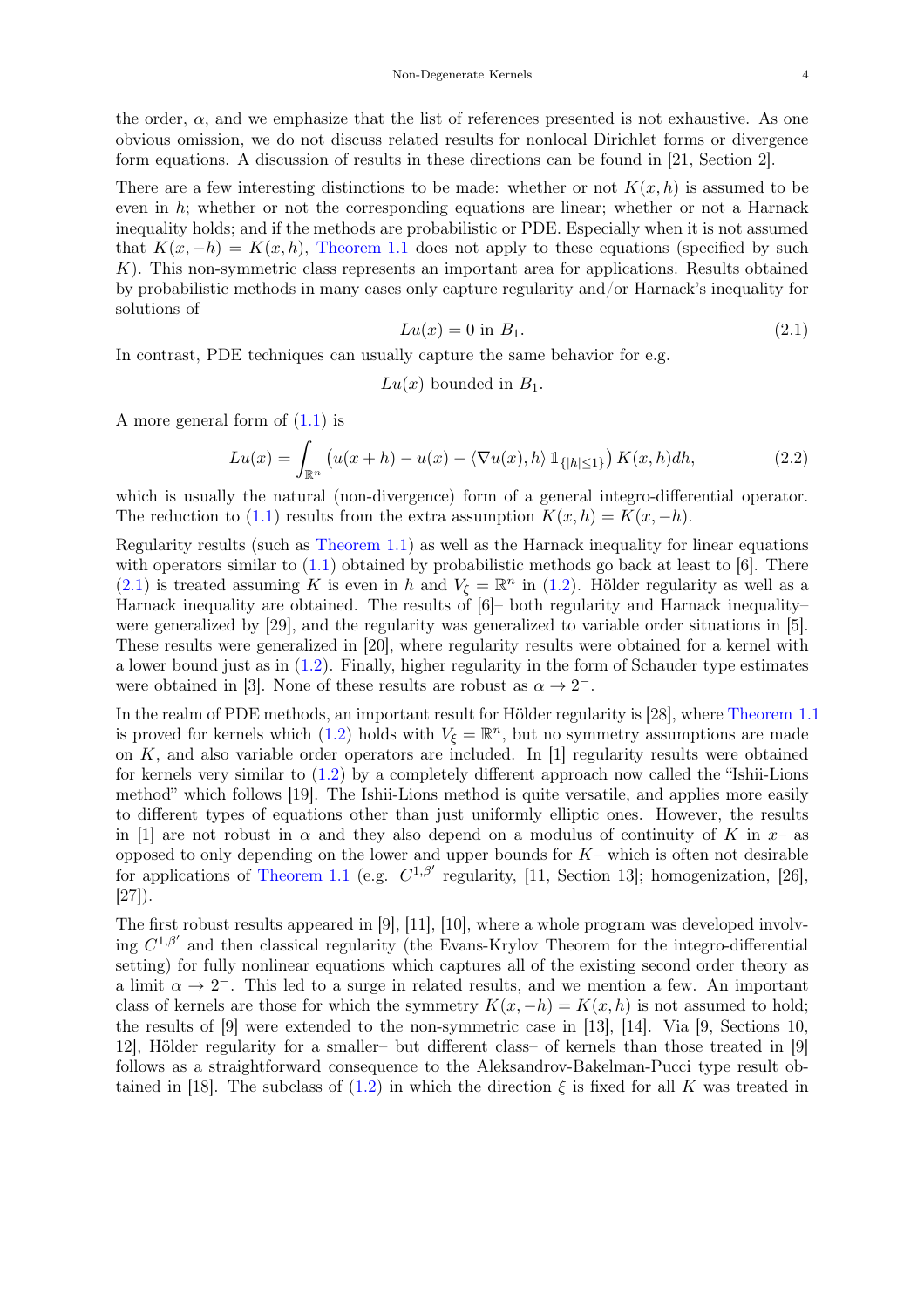the order, $\alpha$, and we emphasize that the list of references presented is not exhaustive. As one obvious omission, we do not discuss related results for nonlocal Dirichlet forms or divergence form equations. A discussion of results in these directions can be found in [21, Section 2].

There are a few interesting distinctions to be made: whether or not $K(x,h)$ is assumed to be even in $h$; whether or not the corresponding equations are linear; whether or not a Harnack inequality holds; and if the methods are probabilistic or PDE. Especially when it is not assumed that $K(x,-h) = K(x,h)$, Theorem 1.1 does not apply to these equations (specified by such $K$). This non-symmetric class represents an important area for applications. Results obtained by probabilistic methods in many cases only capture regularity and/or Harnack's inequality for solutions of

$$Lu(x) = 0 \text{ in } B_1. \tag{2.1}$$

In contrast, PDE techniques can usually capture the same behavior for e.g.

$$Lu(x) \text{ bounded in } B_1.$$

A more general form of (1.1) is

$$Lu(x) = \int_{\mathbb{R}^n} \left( u(x+h) - u(x) - \langle \nabla u(x), h \rangle \mathbb{1}_{\{|h| \leq 1\}} \right) K(x,h) dh, \tag{2.2}$$

which is usually the natural (non-divergence) form of a general integro-differential operator. The reduction to (1.1) results from the extra assumption $K(x,h) = K(x,-h)$.

Regularity results (such as Theorem 1.1) as well as the Harnack inequality for linear equations with operators similar to (1.1) obtained by probabilistic methods go back at least to [6]. There (2.1) is treated assuming $K$ is even in $h$ and $V_\xi = \mathbb{R}^n$ in (1.2). Hölder regularity as well as a Harnack inequality are obtained. The results of [6]– both regularity and Harnack inequality– were generalized by [29], and the regularity was generalized to variable order situations in [5]. These results were generalized in [20], where regularity results were obtained for a kernel with a lower bound just as in (1.2). Finally, higher regularity in the form of Schauder type estimates were obtained in [3]. None of these results are robust as $\alpha \to 2^-$.

In the realm of PDE methods, an important result for Hölder regularity is [28], where Theorem 1.1 is proved for kernels which (1.2) holds with $V_\xi = \mathbb{R}^n$, but no symmetry assumptions are made on $K$, and also variable order operators are included. In [1] regularity results were obtained for kernels very similar to (1.2) by a completely different approach now called the "Ishii-Lions method" which follows [19]. The Ishii-Lions method is quite versatile, and applies more easily to different types of equations other than just uniformly elliptic ones. However, the results in [1] are not robust in $\alpha$ and they also depend on a modulus of continuity of $K$ in $x$– as opposed to only depending on the lower and upper bounds for $K$– which is often not desirable for applications of Theorem 1.1 (e.g. $C^{1,\beta'}$ regularity, [11, Section 13]; homogenization, [26], [27]).

The first robust results appeared in [9], [11], [10], where a whole program was developed involving $C^{1,\beta'}$ and then classical regularity (the Evans-Krylov Theorem for the integro-differential setting) for fully nonlinear equations which captures all of the existing second order theory as a limit $\alpha \to 2^-$. This led to a surge in related results, and we mention a few. An important class of kernels are those for which the symmetry $K(x,-h) = K(x,h)$ is not assumed to hold; the results of [9] were extended to the non-symmetric case in [13], [14]. Via [9, Sections 10, 12], Hölder regularity for a smaller– but different class– of kernels than those treated in [9] follows as a straightforward consequence to the Aleksandrov-Bakelman-Pucci type result obtained in [18]. The subclass of (1.2) in which the direction $\xi$ is fixed for all $K$ was treated in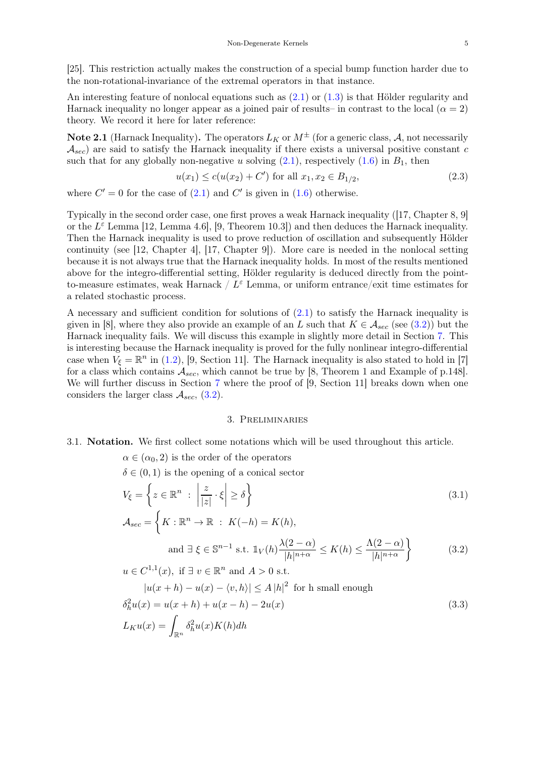[25]. This restriction actually makes the construction of a special bump function harder due to the non-rotational-invariance of the extremal operators in that instance.

An interesting feature of nonlocal equations such as (2.1) or (1.3) is that Hölder regularity and Harnack inequality no longer appear as a joined pair of results– in contrast to the local ($\alpha = 2$) theory. We record it here for later reference:

**Note 2.1** (Harnack Inequality)**.** The operators $L_K$ or $M^{\pm}$ (for a generic class, $\mathcal{A}$, not necessarily $\mathcal{A}_{sec}$) are said to satisfy the Harnack inequality if there exists a universal positive constant $c$ such that for any globally non-negative $u$ solving (2.1), respectively (1.6) in $B_1$, then

$$u(x_1) \le c(u(x_2) + C') \text{ for all } x_1, x_2 \in B_{1/2}, \tag{2.3}$$

where $C' = 0$ for the case of (2.1) and $C'$ is given in (1.6) otherwise.

Typically in the second order case, one first proves a weak Harnack inequality ([17, Chapter 8, 9] or the $L^{\varepsilon}$ Lemma [12, Lemma 4.6], [9, Theorem 10.3]) and then deduces the Harnack inequality. Then the Harnack inequality is used to prove reduction of oscillation and subsequently Hölder continuity (see [12, Chapter 4], [17, Chapter 9]). More care is needed in the nonlocal setting because it is not always true that the Harnack inequality holds. In most of the results mentioned above for the integro-differential setting, Hölder regularity is deduced directly from the point-to-measure estimates, weak Harnack / $L^{\varepsilon}$ Lemma, or uniform entrance/exit time estimates for a related stochastic process.

A necessary and sufficient condition for solutions of (2.1) to satisfy the Harnack inequality is given in [8], where they also provide an example of an $L$ such that $K \in \mathcal{A}_{sec}$ (see (3.2)) but the Harnack inequality fails. We will discuss this example in slightly more detail in Section 7. This is interesting because the Harnack inequality is proved for the fully nonlinear integro-differential case when $V_{\xi} = \mathbb{R}^n$ in (1.2), [9, Section 11]. The Harnack inequality is also stated to hold in [7] for a class which contains $\mathcal{A}_{sec}$, which cannot be true by [8, Theorem 1 and Example of p.148]. We will further discuss in Section 7 where the proof of [9, Section 11] breaks down when one considers the larger class $\mathcal{A}_{sec}$, (3.2).

## 3. Preliminaries

**3.1. Notation.** We first collect some notations which will be used throughout this article.

$\alpha \in (\alpha_0, 2)$ is the order of the operators

$\delta \in (0, 1)$ is the opening of a conical sector

$$V_{\xi} = \left\{ z \in \mathbb{R}^n \ : \ \left| \frac{z}{|z|} \cdot \xi \right| \ge \delta \right\} \tag{3.1}$$

$$\mathcal{A}_{sec} = \Bigg\{ K : \mathbb{R}^n \to \mathbb{R} \ : \ K(-h) = K(h), \text{ and } \exists\, \xi \in \mathbb{S}^{n-1} \text{ s.t. } \mathbb{1}_V(h) \frac{\lambda(2-\alpha)}{|h|^{n+\alpha}} \le K(h) \le \frac{\Lambda(2-\alpha)}{|h|^{n+\alpha}} \Bigg\} \tag{3.2}$$

$u \in C^{1,1}(x)$, if $\exists\, v \in \mathbb{R}^n$ and $A > 0$ s.t.

$$|u(x+h) - u(x) - \langle v, h \rangle| \le A\, |h|^2 \ \text{ for h small enough}$$

$$\delta_h^2 u(x) = u(x+h) + u(x-h) - 2u(x) \tag{3.3}$$

$$L_K u(x) = \int_{\mathbb{R}^n} \delta_h^2 u(x) K(h) dh$$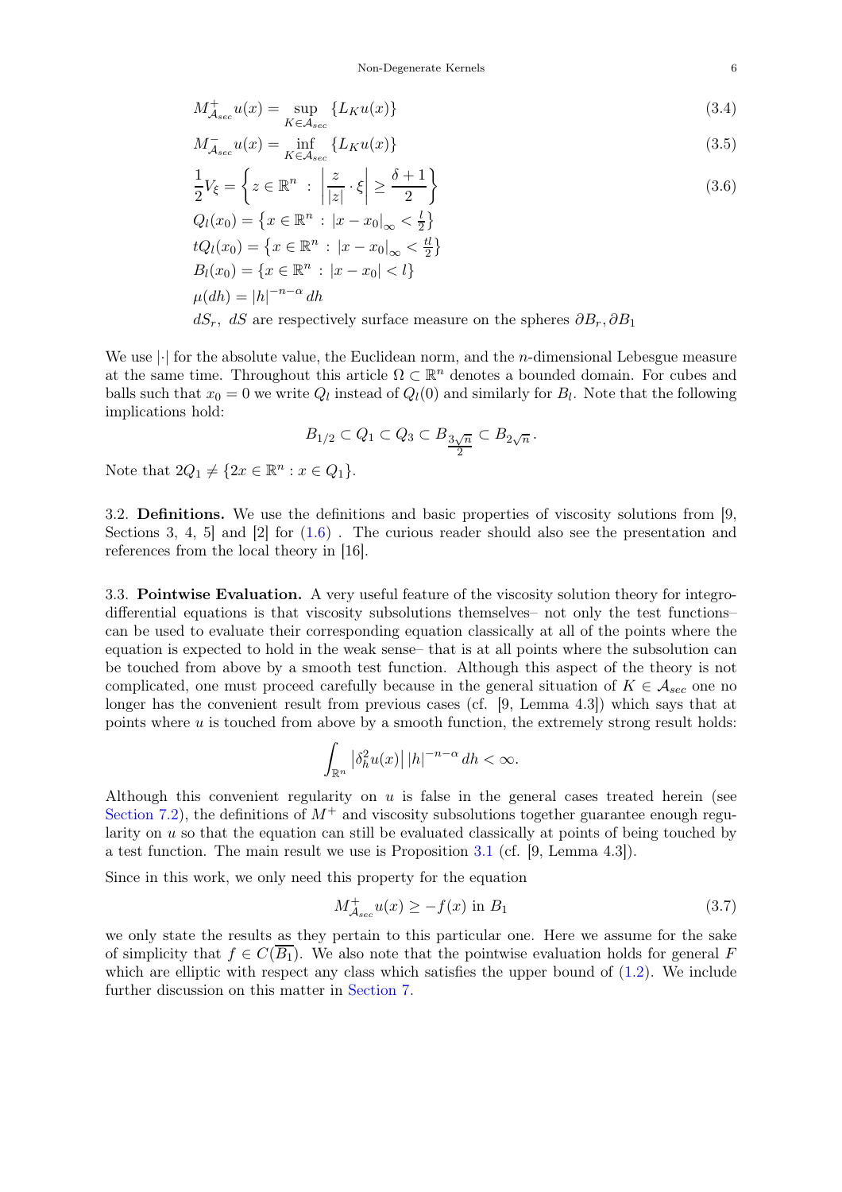$$M^+_{\mathcal{A}_{sec}} u(x) = \sup_{K \in \mathcal{A}_{sec}} \{L_K u(x)\} \tag{3.4}$$

$$M^-_{\mathcal{A}_{sec}} u(x) = \inf_{K \in \mathcal{A}_{sec}} \{L_K u(x)\} \tag{3.5}$$

$$\frac{1}{2} V_\xi = \left\{ z \in \mathbb{R}^n \; : \; \left| \frac{z}{|z|} \cdot \xi \right| \geq \frac{\delta + 1}{2} \right\} \tag{3.6}$$

$$Q_l(x_0) = \left\{ x \in \mathbb{R}^n \, : \, |x - x_0|_\infty < \tfrac{l}{2} \right\}$$

$$tQ_l(x_0) = \left\{ x \in \mathbb{R}^n \, : \, |x - x_0|_\infty < \tfrac{tl}{2} \right\}$$

$$B_l(x_0) = \{ x \in \mathbb{R}^n \, : \, |x - x_0| < l \}$$

$$\mu(dh) = |h|^{-n-\alpha} \, dh$$

$dS_r, \; dS$ are respectively surface measure on the spheres $\partial B_r, \partial B_1$

We use $|\cdot|$ for the absolute value, the Euclidean norm, and the $n$-dimensional Lebesgue measure at the same time. Throughout this article $\Omega \subset \mathbb{R}^n$ denotes a bounded domain. For cubes and balls such that $x_0 = 0$ we write $Q_l$ instead of $Q_l(0)$ and similarly for $B_l$. Note that the following implications hold:

$$B_{1/2} \subset Q_1 \subset Q_3 \subset B_{\frac{3\sqrt{n}}{2}} \subset B_{2\sqrt{n}}.$$

Note that $2Q_1 \neq \{2x \in \mathbb{R}^n : x \in Q_1\}$.

3.2. **Definitions.** We use the definitions and basic properties of viscosity solutions from [9, Sections 3, 4, 5] and [2] for (1.6) . The curious reader should also see the presentation and references from the local theory in [16].

3.3. **Pointwise Evaluation.** A very useful feature of the viscosity solution theory for integro-differential equations is that viscosity subsolutions themselves– not only the test functions– can be used to evaluate their corresponding equation classically at all of the points where the equation is expected to hold in the weak sense– that is at all points where the subsolution can be touched from above by a smooth test function. Although this aspect of the theory is not complicated, one must proceed carefully because in the general situation of $K \in \mathcal{A}_{sec}$ one no longer has the convenient result from previous cases (cf. [9, Lemma 4.3]) which says that at points where $u$ is touched from above by a smooth function, the extremely strong result holds:

$$\int_{\mathbb{R}^n} \left| \delta_h^2 u(x) \right| |h|^{-n-\alpha} \, dh < \infty.$$

Although this convenient regularity on $u$ is false in the general cases treated herein (see Section 7.2), the definitions of $M^+$ and viscosity subsolutions together guarantee enough regularity on $u$ so that the equation can still be evaluated classically at points of being touched by a test function. The main result we use is Proposition 3.1 (cf. [9, Lemma 4.3]).

Since in this work, we only need this property for the equation

$$M^+_{\mathcal{A}_{sec}} u(x) \geq -f(x) \text{ in } B_1 \tag{3.7}$$

we only state the results as they pertain to this particular one. Here we assume for the sake of simplicity that $f \in C(\overline{B_1})$. We also note that the pointwise evaluation holds for general $F$ which are elliptic with respect any class which satisfies the upper bound of (1.2). We include further discussion on this matter in Section 7.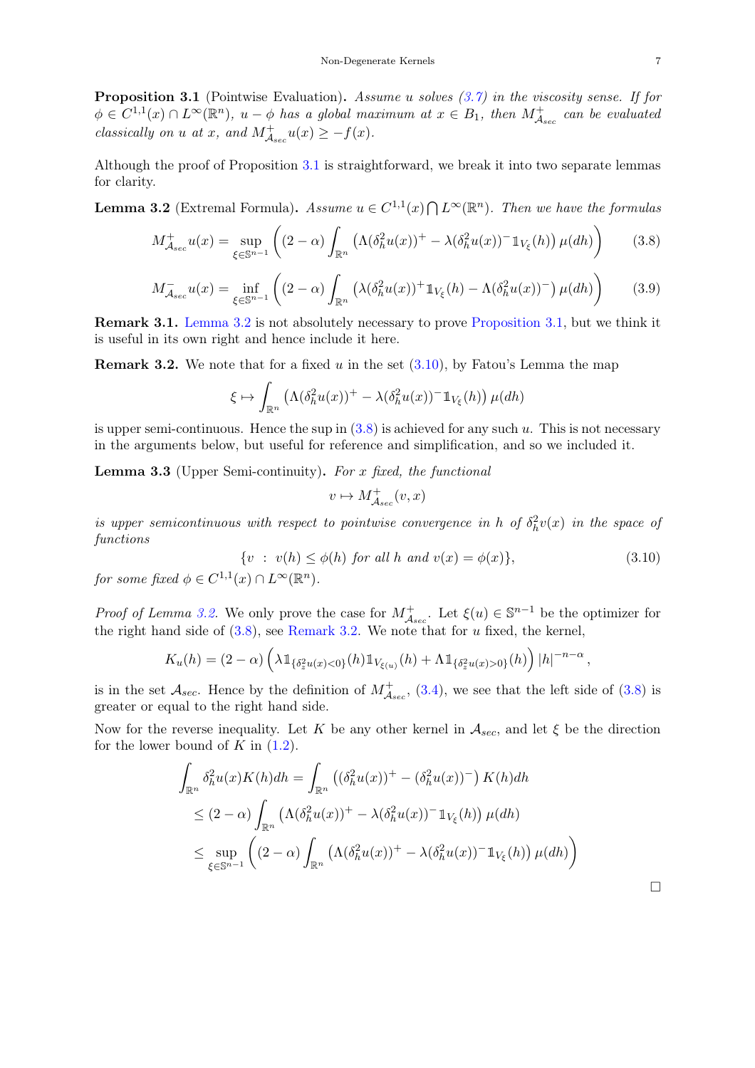**Proposition 3.1** (Pointwise Evaluation)**.** *Assume $u$ solves (3.7) in the viscosity sense. If for $\phi \in C^{1,1}(x) \cap L^\infty(\mathbb{R}^n)$, $u - \phi$ has a global maximum at $x \in B_1$, then $M^+_{\mathcal{A}_{sec}}$ can be evaluated classically on $u$ at $x$, and $M^+_{\mathcal{A}_{sec}} u(x) \geq -f(x)$.*

Although the proof of Proposition 3.1 is straightforward, we break it into two separate lemmas for clarity.

**Lemma 3.2** (Extremal Formula)**.** *Assume $u \in C^{1,1}(x) \bigcap L^\infty(\mathbb{R}^n)$. Then we have the formulas*

$$M^+_{\mathcal{A}_{sec}} u(x) = \sup_{\xi \in \mathbb{S}^{n-1}} \left( (2-\alpha) \int_{\mathbb{R}^n} \left( \Lambda (\delta_h^2 u(x))^+ - \lambda (\delta_h^2 u(x))^- \mathbb{1}_{V_\xi}(h) \right) \mu(dh) \right) \tag{3.8}$$

$$M^-_{\mathcal{A}_{sec}} u(x) = \inf_{\xi \in \mathbb{S}^{n-1}} \left( (2-\alpha) \int_{\mathbb{R}^n} \left( \lambda (\delta_h^2 u(x))^+ \mathbb{1}_{V_\xi}(h) - \Lambda (\delta_h^2 u(x))^- \right) \mu(dh) \right) \tag{3.9}$$

**Remark 3.1.** Lemma 3.2 is not absolutely necessary to prove Proposition 3.1, but we think it is useful in its own right and hence include it here.

**Remark 3.2.** We note that for a fixed $u$ in the set (3.10), by Fatou's Lemma the map

$$\xi \mapsto \int_{\mathbb{R}^n} \left( \Lambda (\delta_h^2 u(x))^+ - \lambda (\delta_h^2 u(x))^- \mathbb{1}_{V_\xi}(h) \right) \mu(dh)$$

is upper semi-continuous. Hence the sup in (3.8) is achieved for any such $u$. This is not necessary in the arguments below, but useful for reference and simplification, and so we included it.

**Lemma 3.3** (Upper Semi-continuity)**.** *For $x$ fixed, the functional*

$$v \mapsto M^+_{\mathcal{A}_{sec}}(v, x)$$

*is upper semicontinuous with respect to pointwise convergence in $h$ of $\delta_h^2 v(x)$ in the space of functions*

$$\{v \ : \ v(h) \leq \phi(h) \text{ for all } h \text{ and } v(x) = \phi(x)\}, \tag{3.10}$$

*for some fixed $\phi \in C^{1,1}(x) \cap L^\infty(\mathbb{R}^n)$.*

*Proof of Lemma 3.2.* We only prove the case for $M^+_{\mathcal{A}_{sec}}$. Let $\xi(u) \in \mathbb{S}^{n-1}$ be the optimizer for the right hand side of (3.8), see Remark 3.2. We note that for $u$ fixed, the kernel,

$$K_u(h) = (2-\alpha) \left( \lambda \mathbb{1}_{\{\delta_z^2 u(x) < 0\}}(h) \mathbb{1}_{V_{\xi(u)}}(h) + \Lambda \mathbb{1}_{\{\delta_z^2 u(x) > 0\}}(h) \right) |h|^{-n-\alpha},$$

is in the set $\mathcal{A}_{sec}$. Hence by the definition of $M^+_{\mathcal{A}_{sec}}$, (3.4), we see that the left side of (3.8) is greater or equal to the right hand side.

Now for the reverse inequality. Let $K$ be any other kernel in $\mathcal{A}_{sec}$, and let $\xi$ be the direction for the lower bound of $K$ in (1.2).

$$\begin{aligned}
\int_{\mathbb{R}^n} \delta_h^2 u(x) K(h) dh &= \int_{\mathbb{R}^n} \left( (\delta_h^2 u(x))^+ - (\delta_h^2 u(x))^- \right) K(h) dh \\
&\leq (2-\alpha) \int_{\mathbb{R}^n} \left( \Lambda (\delta_h^2 u(x))^+ - \lambda (\delta_h^2 u(x))^- \mathbb{1}_{V_\xi}(h) \right) \mu(dh) \\
&\leq \sup_{\xi \in \mathbb{S}^{n-1}} \left( (2-\alpha) \int_{\mathbb{R}^n} \left( \Lambda (\delta_h^2 u(x))^+ - \lambda (\delta_h^2 u(x))^- \mathbb{1}_{V_\xi}(h) \right) \mu(dh) \right)
\end{aligned}$$

$\square$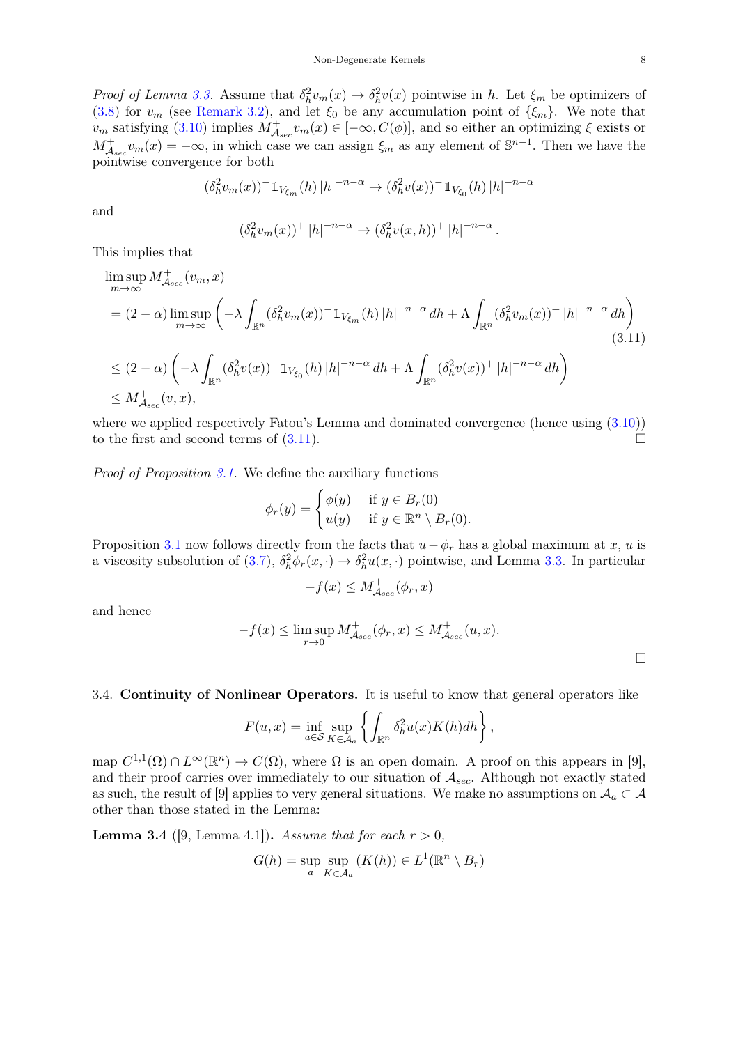*Proof of Lemma 3.3.* Assume that $\delta_h^2 v_m(x) \to \delta_h^2 v(x)$ pointwise in $h$. Let $\xi_m$ be optimizers of (3.8) for $v_m$ (see Remark 3.2), and let $\xi_0$ be any accumulation point of $\{\xi_m\}$. We note that $v_m$ satisfying (3.10) implies $M^+_{\mathcal{A}_{sec}} v_m(x) \in [-\infty, C(\phi)]$, and so either an optimizing $\xi$ exists or $M^+_{\mathcal{A}_{sec}} v_m(x) = -\infty$, in which case we can assign $\xi_m$ as any element of $\mathbb{S}^{n-1}$. Then we have the pointwise convergence for both

$$(\delta_h^2 v_m(x))^- \mathbb{1}_{V_{\xi_m}}(h) \, |h|^{-n-\alpha} \to (\delta_h^2 v(x))^- \mathbb{1}_{V_{\xi_0}}(h) \, |h|^{-n-\alpha}$$

and

$$(\delta_h^2 v_m(x))^+ \, |h|^{-n-\alpha} \to (\delta_h^2 v(x,h))^+ \, |h|^{-n-\alpha}.$$

This implies that

$$\begin{aligned}
&\limsup_{m\to\infty} M^+_{\mathcal{A}_{sec}}(v_m, x) \\
&= (2-\alpha) \limsup_{m\to\infty} \left( -\lambda \int_{\mathbb{R}^n} (\delta_h^2 v_m(x))^- \mathbb{1}_{V_{\xi_m}}(h) \, |h|^{-n-\alpha} \, dh + \Lambda \int_{\mathbb{R}^n} (\delta_h^2 v_m(x))^+ \, |h|^{-n-\alpha} \, dh \right) \qquad (3.11) \\
&\leq (2-\alpha) \left( -\lambda \int_{\mathbb{R}^n} (\delta_h^2 v(x))^- \mathbb{1}_{V_{\xi_0}}(h) \, |h|^{-n-\alpha} \, dh + \Lambda \int_{\mathbb{R}^n} (\delta_h^2 v(x))^+ \, |h|^{-n-\alpha} \, dh \right) \\
&\leq M^+_{\mathcal{A}_{sec}}(v, x),
\end{aligned}$$

where we applied respectively Fatou's Lemma and dominated convergence (hence using (3.10)) to the first and second terms of (3.11). □

*Proof of Proposition 3.1.* We define the auxiliary functions

$$\phi_r(y) = \begin{cases} \phi(y) & \text{if } y \in B_r(0) \\ u(y) & \text{if } y \in \mathbb{R}^n \setminus B_r(0). \end{cases}$$

Proposition 3.1 now follows directly from the facts that $u - \phi_r$ has a global maximum at $x$, $u$ is a viscosity subsolution of (3.7), $\delta_h^2 \phi_r(x, \cdot) \to \delta_h^2 u(x, \cdot)$ pointwise, and Lemma 3.3. In particular

$$-f(x) \leq M^+_{\mathcal{A}_{sec}}(\phi_r, x)$$

and hence

$$-f(x) \leq \limsup_{r\to 0} M^+_{\mathcal{A}_{sec}}(\phi_r, x) \leq M^+_{\mathcal{A}_{sec}}(u, x).$$

□

3.4. **Continuity of Nonlinear Operators.** It is useful to know that general operators like

$$F(u, x) = \inf_{a\in\mathcal{S}} \sup_{K\in\mathcal{A}_a} \left\{ \int_{\mathbb{R}^n} \delta_h^2 u(x) K(h) dh \right\},$$

map $C^{1,1}(\Omega) \cap L^\infty(\mathbb{R}^n) \to C(\Omega)$, where $\Omega$ is an open domain. A proof on this appears in [9], and their proof carries over immediately to our situation of $\mathcal{A}_{sec}$. Although not exactly stated as such, the result of [9] applies to very general situations. We make no assumptions on $\mathcal{A}_a \subset \mathcal{A}$ other than those stated in the Lemma:

**Lemma 3.4** ([9, Lemma 4.1]). *Assume that for each $r > 0$,*

$$G(h) = \sup_a \sup_{K\in\mathcal{A}_a} (K(h)) \in L^1(\mathbb{R}^n \setminus B_r)$$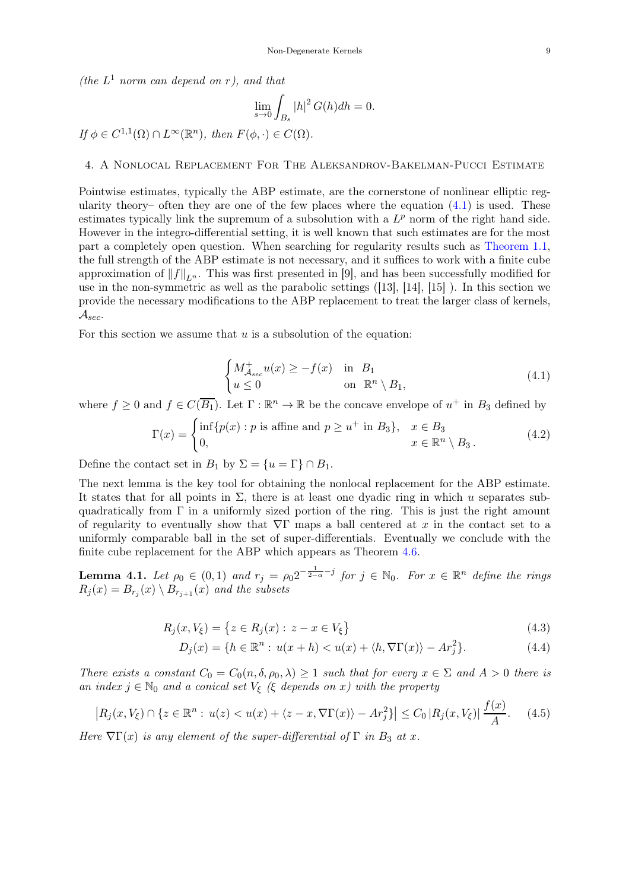*(the $L^1$ norm can depend on $r$), and that*

$$\lim_{s\to 0}\int_{B_s}|h|^2 G(h)dh = 0.$$

*If $\phi \in C^{1,1}(\Omega)\cap L^\infty(\mathbb{R}^n)$, then $F(\phi,\cdot)\in C(\Omega)$.*

## 4. A Nonlocal Replacement For The Aleksandrov-Bakelman-Pucci Estimate

Pointwise estimates, typically the ABP estimate, are the cornerstone of nonlinear elliptic regularity theory– often they are one of the few places where the equation (4.1) is used. These estimates typically link the supremum of a subsolution with a $L^p$ norm of the right hand side. However in the integro-differential setting, it is well known that such estimates are for the most part a completely open question. When searching for regularity results such as Theorem 1.1, the full strength of the ABP estimate is not necessary, and it suffices to work with a finite cube approximation of $\|f\|_{L^n}$. This was first presented in [9], and has been successfully modified for use in the non-symmetric as well as the parabolic settings ([13], [14], [15] ). In this section we provide the necessary modifications to the ABP replacement to treat the larger class of kernels, $\mathcal{A}_{sec}$.

For this section we assume that $u$ is a subsolution of the equation:

$$\begin{cases} M^+_{\mathcal{A}_{sec}}u(x) \geq -f(x) & \text{in } B_1 \\ u \leq 0 & \text{on } \mathbb{R}^n \setminus B_1, \end{cases} \tag{4.1}$$

where $f\geq 0$ and $f\in C(\overline{B_1})$. Let $\Gamma:\mathbb{R}^n\to\mathbb{R}$ be the concave envelope of $u^+$ in $B_3$ defined by

$$\Gamma(x) = \begin{cases} \inf\{p(x) : p \text{ is affine and } p\geq u^+ \text{ in } B_3\}, & x\in B_3 \\ 0, & x\in\mathbb{R}^n\setminus B_3\,. \end{cases} \tag{4.2}$$

Define the contact set in $B_1$ by $\Sigma = \{u=\Gamma\}\cap B_1$.

The next lemma is the key tool for obtaining the nonlocal replacement for the ABP estimate. It states that for all points in $\Sigma$, there is at least one dyadic ring in which $u$ separates sub-quadratically from $\Gamma$ in a uniformly sized portion of the ring. This is just the right amount of regularity to eventually show that $\nabla\Gamma$ maps a ball centered at $x$ in the contact set to a uniformly comparable ball in the set of super-differentials. Eventually we conclude with the finite cube replacement for the ABP which appears as Theorem 4.6.

**Lemma 4.1.** *Let $\rho_0\in(0,1)$ and $r_j = \rho_0 2^{-\frac{1}{2-\alpha}-j}$ for $j\in\mathbb{N}_0$. For $x\in\mathbb{R}^n$ define the rings $R_j(x) = B_{r_j}(x)\setminus B_{r_{j+1}}(x)$ and the subsets*

$$R_j(x,V_\xi) = \left\{z\in R_j(x) : z-x\in V_\xi\right\} \tag{4.3}$$

$$D_j(x) = \{h\in\mathbb{R}^n : u(x+h) < u(x) + \langle h,\nabla\Gamma(x)\rangle - Ar_j^2\}. \tag{4.4}$$

*There exists a constant $C_0 = C_0(n,\delta,\rho_0,\lambda)\geq 1$ such that for every $x\in\Sigma$ and $A>0$ there is an index $j\in\mathbb{N}_0$ and a conical set $V_\xi$ ($\xi$ depends on $x$) with the property*

$$\left|R_j(x,V_\xi)\cap\{z\in\mathbb{R}^n : u(z) < u(x) + \langle z-x,\nabla\Gamma(x)\rangle - Ar_j^2\}\right| \leq C_0\left|R_j(x,V_\xi)\right|\frac{f(x)}{A}. \tag{4.5}$$

*Here $\nabla\Gamma(x)$ is any element of the super-differential of $\Gamma$ in $B_3$ at $x$.*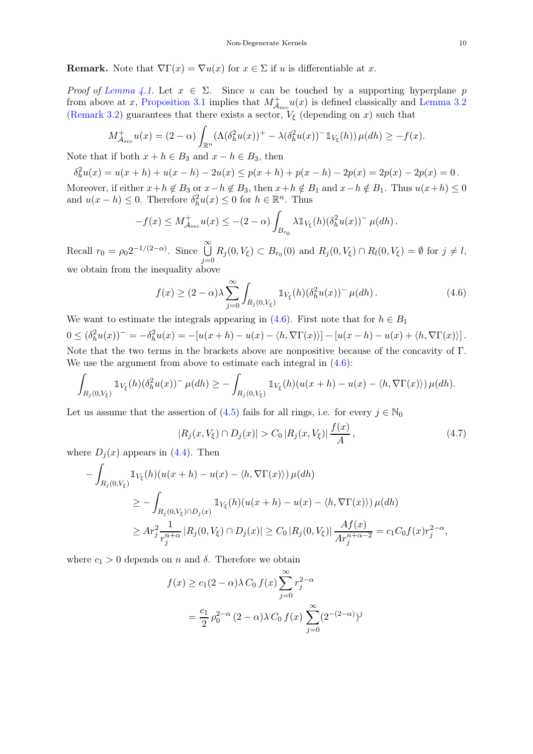**Remark.** Note that $\nabla\Gamma(x) = \nabla u(x)$ for $x \in \Sigma$ if $u$ is differentiable at $x$.

*Proof of Lemma 4.1.* Let $x \in \Sigma$. Since $u$ can be touched by a supporting hyperplane $p$ from above at $x$, Proposition 3.1 implies that $M^+_{\mathcal{A}_{sec}} u(x)$ is defined classically and Lemma 3.2 (Remark 3.2) guarantees that there exists a sector, $V_\xi$ (depending on $x$) such that

$$M^+_{\mathcal{A}_{sec}} u(x) = (2-\alpha) \int_{\mathbb{R}^n} \left(\Lambda(\delta_h^2 u(x))^+ - \lambda(\delta_h^2 u(x))^- \mathbb{1}_{V_\xi}(h)\right) \mu(dh) \geq -f(x).$$

Note that if both $x+h \in B_3$ and $x-h \in B_3$, then

$$\delta_h^2 u(x) = u(x+h) + u(x-h) - 2u(x) \leq p(x+h) + p(x-h) - 2p(x) = 2p(x) - 2p(x) = 0\,.$$

Moreover, if either $x+h \notin B_3$ or $x-h \notin B_3$, then $x+h \notin B_1$ and $x-h \notin B_1$. Thus $u(x+h) \leq 0$ and $u(x-h) \leq 0$. Therefore $\delta_h^2 u(x) \leq 0$ for $h \in \mathbb{R}^n$. Thus

$$-f(x) \leq M^+_{\mathcal{A}_{sec}} u(x) \leq -(2-\alpha) \int_{B_{r_0}} \lambda \mathbb{1}_{V_\xi}(h) (\delta_h^2 u(x))^- \,\mu(dh)\,.$$

Recall $r_0 = \rho_0 2^{-1/(2-\alpha)}$. Since $\bigcup\limits_{j=0}^{\infty} R_j(0, V_\xi) \subset B_{r_0}(0)$ and $R_j(0,V_\xi) \cap R_l(0,V_\xi) = \emptyset$ for $j \neq l$, we obtain from the inequality above

$$f(x) \geq (2-\alpha)\lambda \sum_{j=0}^{\infty} \int_{R_j(0,V_\xi)} \mathbb{1}_{V_\xi}(h) (\delta_h^2 u(x))^- \,\mu(dh)\,. \tag{4.6}$$

We want to estimate the integrals appearing in (4.6). First note that for $h \in B_1$

$$0 \leq (\delta_h^2 u(x))^- = -\delta_h^2 u(x) = -[u(x+h) - u(x) - \langle h, \nabla\Gamma(x)\rangle] - [u(x-h) - u(x) + \langle h, \nabla\Gamma(x)\rangle]\,.$$

Note that the two terms in the brackets above are nonpositive because of the concavity of $\Gamma$. We use the argument from above to estimate each integral in (4.6):

$$\int_{R_j(0,V_\xi)} \mathbb{1}_{V_\xi}(h) (\delta_h^2 u(x))^- \,\mu(dh) \geq -\int_{R_j(0,V_\xi)} \mathbb{1}_{V_\xi}(h) (u(x+h) - u(x) - \langle h, \nabla\Gamma(x)\rangle)\,\mu(dh).$$

Let us assume that the assertion of (4.5) fails for all rings, i.e. for every $j \in \mathbb{N}_0$

$$|R_j(x, V_\xi) \cap D_j(x)| > C_0\,|R_j(x, V_\xi)|\,\frac{f(x)}{A}\,, \tag{4.7}$$

where $D_j(x)$ appears in (4.4). Then

$$\begin{aligned}
-\int_{R_j(0,V_\xi)} &\mathbb{1}_{V_\xi}(h)(u(x+h) - u(x) - \langle h, \nabla\Gamma(x)\rangle)\,\mu(dh) \\
&\geq -\int_{R_j(0,V_\xi)\cap D_j(x)} \mathbb{1}_{V_\xi}(h)(u(x+h) - u(x) - \langle h, \nabla\Gamma(x)\rangle)\,\mu(dh) \\
&\geq A r_j^2 \frac{1}{r_j^{n+\alpha}}\,|R_j(0,V_\xi) \cap D_j(x)| \geq C_0\,|R_j(0,V_\xi)|\,\frac{Af(x)}{A r_j^{n+\alpha-2}} = c_1 C_0 f(x) r_j^{2-\alpha},
\end{aligned}$$

where $c_1 > 0$ depends on $n$ and $\delta$. Therefore we obtain

$$\begin{aligned}
f(x) &\geq c_1 (2-\alpha)\lambda\, C_0\, f(x) \sum_{j=0}^{\infty} r_j^{2-\alpha} \\
&= \frac{c_1}{2}\,\rho_0^{2-\alpha}\,(2-\alpha)\lambda\, C_0\, f(x)\,\sum_{j=0}^{\infty} (2^{-(2-\alpha)})^j
\end{aligned}$$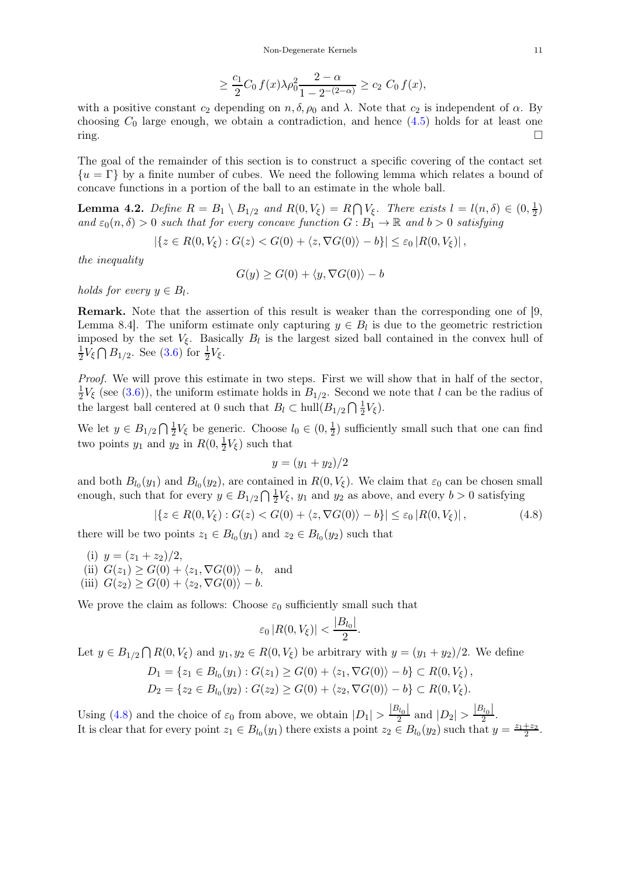$$\geq \frac{c_1}{2} C_0\, f(x) \lambda \rho_0^2 \frac{2-\alpha}{1-2^{-(2-\alpha)}} \geq c_2\; C_0\, f(x),$$

with a positive constant $c_2$ depending on $n, \delta, \rho_0$ and $\lambda$. Note that $c_2$ is independent of $\alpha$. By choosing $C_0$ large enough, we obtain a contradiction, and hence (4.5) holds for at least one ring. □

The goal of the remainder of this section is to construct a specific covering of the contact set $\{u = \Gamma\}$ by a finite number of cubes. We need the following lemma which relates a bound of concave functions in a portion of the ball to an estimate in the whole ball.

**Lemma 4.2.** *Define $R = B_1 \setminus B_{1/2}$ and $R(0, V_\xi) = R \bigcap V_\xi$. There exists $l = l(n, \delta) \in (0, \frac{1}{2})$ and $\varepsilon_0(n, \delta) > 0$ such that for every concave function $G : B_1 \to \mathbb{R}$ and $b > 0$ satisfying*

$$|\{z \in R(0, V_\xi) : G(z) < G(0) + \langle z, \nabla G(0)\rangle - b\}| \leq \varepsilon_0 \, |R(0, V_\xi)|\,,$$

*the inequality*

$$G(y) \geq G(0) + \langle y, \nabla G(0)\rangle - b$$

*holds for every $y \in B_l$.*

**Remark.** Note that the assertion of this result is weaker than the corresponding one of [9, Lemma 8.4]. The uniform estimate only capturing $y \in B_l$ is due to the geometric restriction imposed by the set $V_\xi$. Basically $B_l$ is the largest sized ball contained in the convex hull of $\frac{1}{2}V_\xi \bigcap B_{1/2}$. See (3.6) for $\frac{1}{2}V_\xi$.

*Proof.* We will prove this estimate in two steps. First we will show that in half of the sector, $\frac{1}{2}V_\xi$ (see (3.6)), the uniform estimate holds in $B_{1/2}$. Second we note that $l$ can be the radius of the largest ball centered at 0 such that $B_l \subset \operatorname{hull}(B_{1/2} \bigcap \frac{1}{2}V_\xi)$.

We let $y \in B_{1/2} \bigcap \frac{1}{2}V_\xi$ be generic. Choose $l_0 \in (0, \frac{1}{2})$ sufficiently small such that one can find two points $y_1$ and $y_2$ in $R(0, \frac{1}{2}V_\xi)$ such that

$$y = (y_1 + y_2)/2$$

and both $B_{l_0}(y_1)$ and $B_{l_0}(y_2)$, are contained in $R(0, V_\xi)$. We claim that $\varepsilon_0$ can be chosen small enough, such that for every $y \in B_{1/2} \bigcap \frac{1}{2}V_\xi$, $y_1$ and $y_2$ as above, and every $b > 0$ satisfying

$$|\{z \in R(0, V_\xi) : G(z) < G(0) + \langle z, \nabla G(0)\rangle - b\}| \leq \varepsilon_0 \, |R(0, V_\xi)|\,, \tag{4.8}$$

there will be two points $z_1 \in B_{l_0}(y_1)$ and $z_2 \in B_{l_0}(y_2)$ such that

(i) $y = (z_1 + z_2)/2$,
(ii) $G(z_1) \geq G(0) + \langle z_1, \nabla G(0)\rangle - b$, and
(iii) $G(z_2) \geq G(0) + \langle z_2, \nabla G(0)\rangle - b$.

We prove the claim as follows: Choose $\varepsilon_0$ sufficiently small such that

$$\varepsilon_0 \, |R(0, V_\xi)| < \frac{|B_{l_0}|}{2}.$$

Let $y \in B_{1/2} \bigcap R(0, V_\xi)$ and $y_1, y_2 \in R(0, V_\xi)$ be arbitrary with $y = (y_1 + y_2)/2$. We define

$$D_1 = \{z_1 \in B_{l_0}(y_1) : G(z_1) \geq G(0) + \langle z_1, \nabla G(0)\rangle - b\} \subset R(0, V_\xi)\,,$$
$$D_2 = \{z_2 \in B_{l_0}(y_2) : G(z_2) \geq G(0) + \langle z_2, \nabla G(0)\rangle - b\} \subset R(0, V_\xi).$$

Using (4.8) and the choice of $\varepsilon_0$ from above, we obtain $|D_1| > \frac{|B_{l_0}|}{2}$ and $|D_2| > \frac{|B_{l_0}|}{2}$.
It is clear that for every point $z_1 \in B_{l_0}(y_1)$ there exists a point $z_2 \in B_{l_0}(y_2)$ such that $y = \frac{z_1 + z_2}{2}$.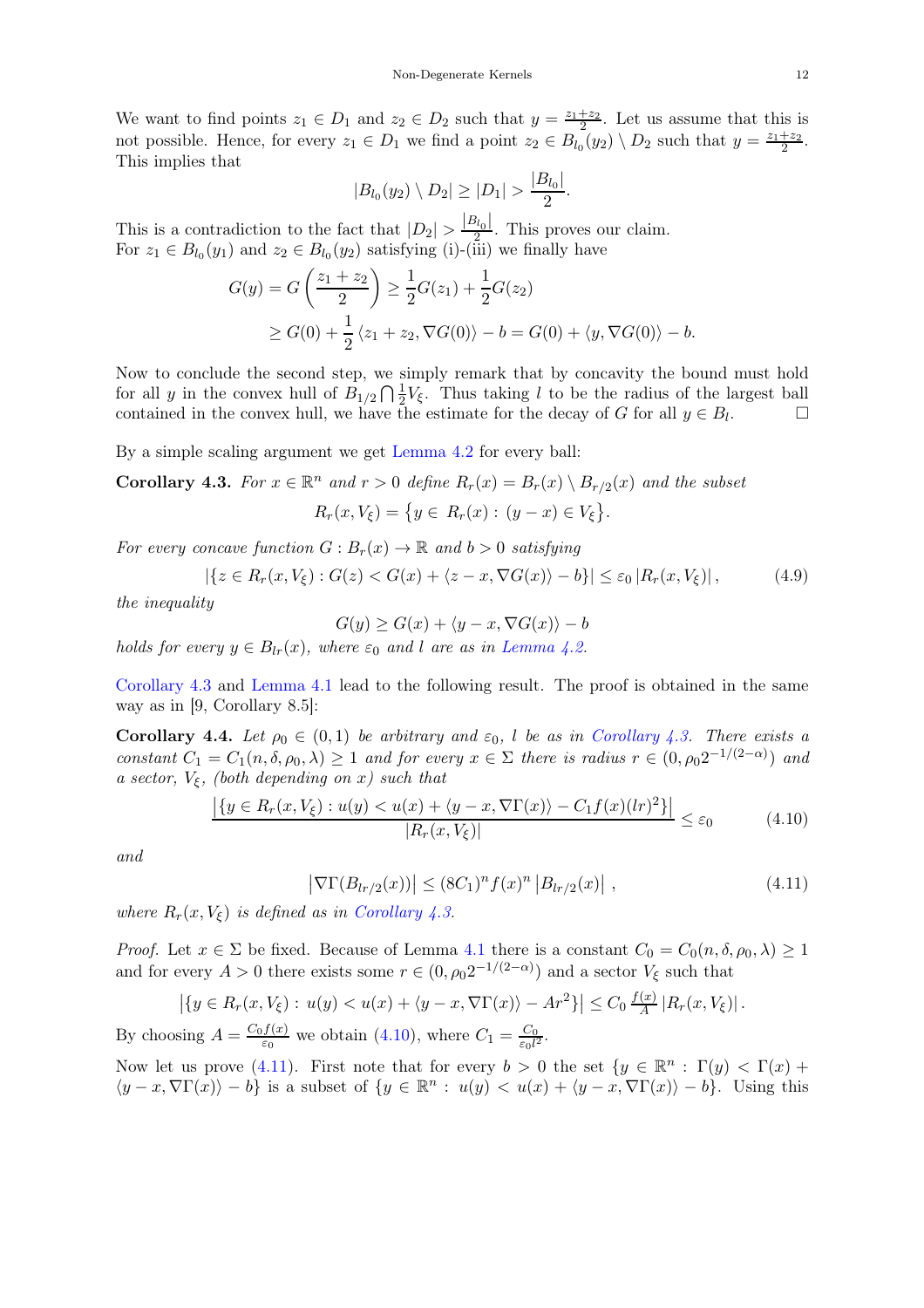We want to find points $z_1 \in D_1$ and $z_2 \in D_2$ such that $y = \frac{z_1+z_2}{2}$. Let us assume that this is not possible. Hence, for every $z_1 \in D_1$ we find a point $z_2 \in B_{l_0}(y_2) \setminus D_2$ such that $y = \frac{z_1+z_2}{2}$. This implies that

$$|B_{l_0}(y_2) \setminus D_2| \geq |D_1| > \frac{|B_{l_0}|}{2}.$$

This is a contradiction to the fact that $|D_2| > \frac{|B_{l_0}|}{2}$. This proves our claim.
For $z_1 \in B_{l_0}(y_1)$ and $z_2 \in B_{l_0}(y_2)$ satisfying (i)-(iii) we finally have

$$\begin{aligned} G(y) = G\left(\frac{z_1+z_2}{2}\right) &\geq \frac{1}{2}G(z_1) + \frac{1}{2}G(z_2) \\ &\geq G(0) + \frac{1}{2}\langle z_1 + z_2, \nabla G(0)\rangle - b = G(0) + \langle y, \nabla G(0)\rangle - b. \end{aligned}$$

Now to conclude the second step, we simply remark that by concavity the bound must hold for all $y$ in the convex hull of $B_{1/2} \bigcap \frac{1}{2}V_\xi$. Thus taking $l$ to be the radius of the largest ball contained in the convex hull, we have the estimate for the decay of $G$ for all $y \in B_l$. □

By a simple scaling argument we get Lemma 4.2 for every ball:

**Corollary 4.3.** *For $x \in \mathbb{R}^n$ and $r > 0$ define $R_r(x) = B_r(x) \setminus B_{r/2}(x)$ and the subset*

$$R_r(x, V_\xi) = \{y \in R_r(x) : (y - x) \in V_\xi\}.$$

*For every concave function $G : B_r(x) \to \mathbb{R}$ and $b > 0$ satisfying*

$$|\{z \in R_r(x, V_\xi) : G(z) < G(x) + \langle z - x, \nabla G(x)\rangle - b\}| \leq \varepsilon_0 |R_r(x, V_\xi)|, \tag{4.9}$$

*the inequality*

$$G(y) \geq G(x) + \langle y - x, \nabla G(x)\rangle - b$$

*holds for every $y \in B_{lr}(x)$, where $\varepsilon_0$ and $l$ are as in Lemma 4.2.*

Corollary 4.3 and Lemma 4.1 lead to the following result. The proof is obtained in the same way as in [9, Corollary 8.5]:

**Corollary 4.4.** *Let $\rho_0 \in (0,1)$ be arbitrary and $\varepsilon_0$, $l$ be as in Corollary 4.3. There exists a constant $C_1 = C_1(n, \delta, \rho_0, \lambda) \geq 1$ and for every $x \in \Sigma$ there is radius $r \in (0, \rho_0 2^{-1/(2-\alpha)})$ and a sector, $V_\xi$, (both depending on $x$) such that*

$$\frac{|\{y \in R_r(x, V_\xi) : u(y) < u(x) + \langle y - x, \nabla\Gamma(x)\rangle - C_1 f(x)(lr)^2\}|}{|R_r(x, V_\xi)|} \leq \varepsilon_0 \tag{4.10}$$

*and*

$$|\nabla\Gamma(B_{lr/2}(x))| \leq (8C_1)^n f(x)^n |B_{lr/2}(x)|, \tag{4.11}$$

*where $R_r(x, V_\xi)$ is defined as in Corollary 4.3.*

*Proof.* Let $x \in \Sigma$ be fixed. Because of Lemma 4.1 there is a constant $C_0 = C_0(n, \delta, \rho_0, \lambda) \geq 1$ and for every $A > 0$ there exists some $r \in (0, \rho_0 2^{-1/(2-\alpha)})$ and a sector $V_\xi$ such that

$$|\{y \in R_r(x, V_\xi) : u(y) < u(x) + \langle y - x, \nabla\Gamma(x)\rangle - Ar^2\}| \leq C_0 \tfrac{f(x)}{A} |R_r(x, V_\xi)|.$$

By choosing $A = \frac{C_0 f(x)}{\varepsilon_0}$ we obtain (4.10), where $C_1 = \frac{C_0}{\varepsilon_0 l^2}$.

Now let us prove (4.11). First note that for every $b > 0$ the set $\{y \in \mathbb{R}^n : \Gamma(y) < \Gamma(x) + \langle y - x, \nabla\Gamma(x)\rangle - b\}$ is a subset of $\{y \in \mathbb{R}^n : u(y) < u(x) + \langle y - x, \nabla\Gamma(x)\rangle - b\}$. Using this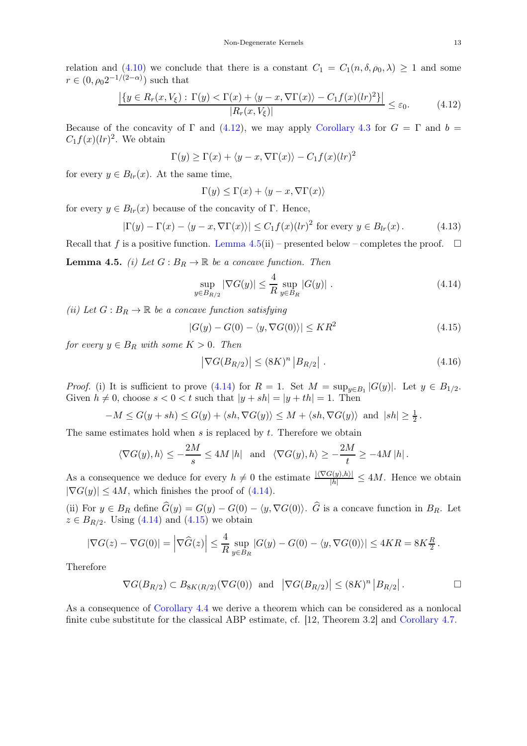relation and (4.10) we conclude that there is a constant $C_1 = C_1(n, \delta, \rho_0, \lambda) \geq 1$ and some $r \in (0, \rho_0 2^{-1/(2-\alpha)})$ such that

$$\frac{\left|\{y \in R_r(x, V_\xi) : \Gamma(y) < \Gamma(x) + \langle y - x, \nabla\Gamma(x)\rangle - C_1 f(x)(lr)^2\}\right|}{|R_r(x, V_\xi)|} \leq \varepsilon_0. \tag{4.12}$$

Because of the concavity of $\Gamma$ and (4.12), we may apply Corollary 4.3 for $G = \Gamma$ and $b = C_1 f(x)(lr)^2$. We obtain

$$\Gamma(y) \geq \Gamma(x) + \langle y - x, \nabla\Gamma(x)\rangle - C_1 f(x)(lr)^2$$

for every $y \in B_{lr}(x)$. At the same time,

$$\Gamma(y) \leq \Gamma(x) + \langle y - x, \nabla\Gamma(x)\rangle$$

for every $y \in B_{lr}(x)$ because of the concavity of $\Gamma$. Hence,

$$|\Gamma(y) - \Gamma(x) - \langle y - x, \nabla\Gamma(x)\rangle| \leq C_1 f(x)(lr)^2 \text{ for every } y \in B_{lr}(x). \tag{4.13}$$

Recall that $f$ is a positive function. Lemma 4.5(ii) – presented below – completes the proof. $\square$

**Lemma 4.5.** *(i) Let $G : B_R \to \mathbb{R}$ be a concave function. Then*

$$\sup_{y \in B_{R/2}} |\nabla G(y)| \leq \frac{4}{R} \sup_{y \in B_R} |G(y)|. \tag{4.14}$$

*(ii) Let $G : B_R \to \mathbb{R}$ be a concave function satisfying*

$$|G(y) - G(0) - \langle y, \nabla G(0)\rangle| \leq KR^2 \tag{4.15}$$

*for every $y \in B_R$ with some $K > 0$. Then*

$$\left|\nabla G(B_{R/2})\right| \leq (8K)^n \left|B_{R/2}\right|. \tag{4.16}$$

*Proof.* (i) It is sufficient to prove (4.14) for $R = 1$. Set $M = \sup_{y \in B_1} |G(y)|$. Let $y \in B_{1/2}$. Given $h \neq 0$, choose $s < 0 < t$ such that $|y + sh| = |y + th| = 1$. Then

$$-M \leq G(y + sh) \leq G(y) + \langle sh, \nabla G(y)\rangle \leq M + \langle sh, \nabla G(y)\rangle \text{ and } |sh| \geq \tfrac{1}{2}.$$

The same estimates hold when $s$ is replaced by $t$. Therefore we obtain

$$\langle \nabla G(y), h\rangle \leq -\frac{2M}{s} \leq 4M|h| \quad \text{and} \quad \langle \nabla G(y), h\rangle \geq -\frac{2M}{t} \geq -4M|h|.$$

As a consequence we deduce for every $h \neq 0$ the estimate $\frac{|\langle \nabla G(y), h\rangle|}{|h|} \leq 4M$. Hence we obtain $|\nabla G(y)| \leq 4M$, which finishes the proof of (4.14).

(ii) For $y \in B_R$ define $\widehat{G}(y) = G(y) - G(0) - \langle y, \nabla G(0)\rangle$. $\widehat{G}$ is a concave function in $B_R$. Let $z \in B_{R/2}$. Using (4.14) and (4.15) we obtain

$$|\nabla G(z) - \nabla G(0)| = \left|\nabla \widehat{G}(z)\right| \leq \frac{4}{R} \sup_{y \in B_R} |G(y) - G(0) - \langle y, \nabla G(0)\rangle| \leq 4KR = 8K\tfrac{R}{2}.$$

Therefore

$$\nabla G(B_{R/2}) \subset B_{8K(R/2)}(\nabla G(0)) \text{ and } \left|\nabla G(B_{R/2})\right| \leq (8K)^n \left|B_{R/2}\right|. \qquad \square$$

As a consequence of Corollary 4.4 we derive a theorem which can be considered as a nonlocal finite cube substitute for the classical ABP estimate, cf. [12, Theorem 3.2] and Corollary 4.7.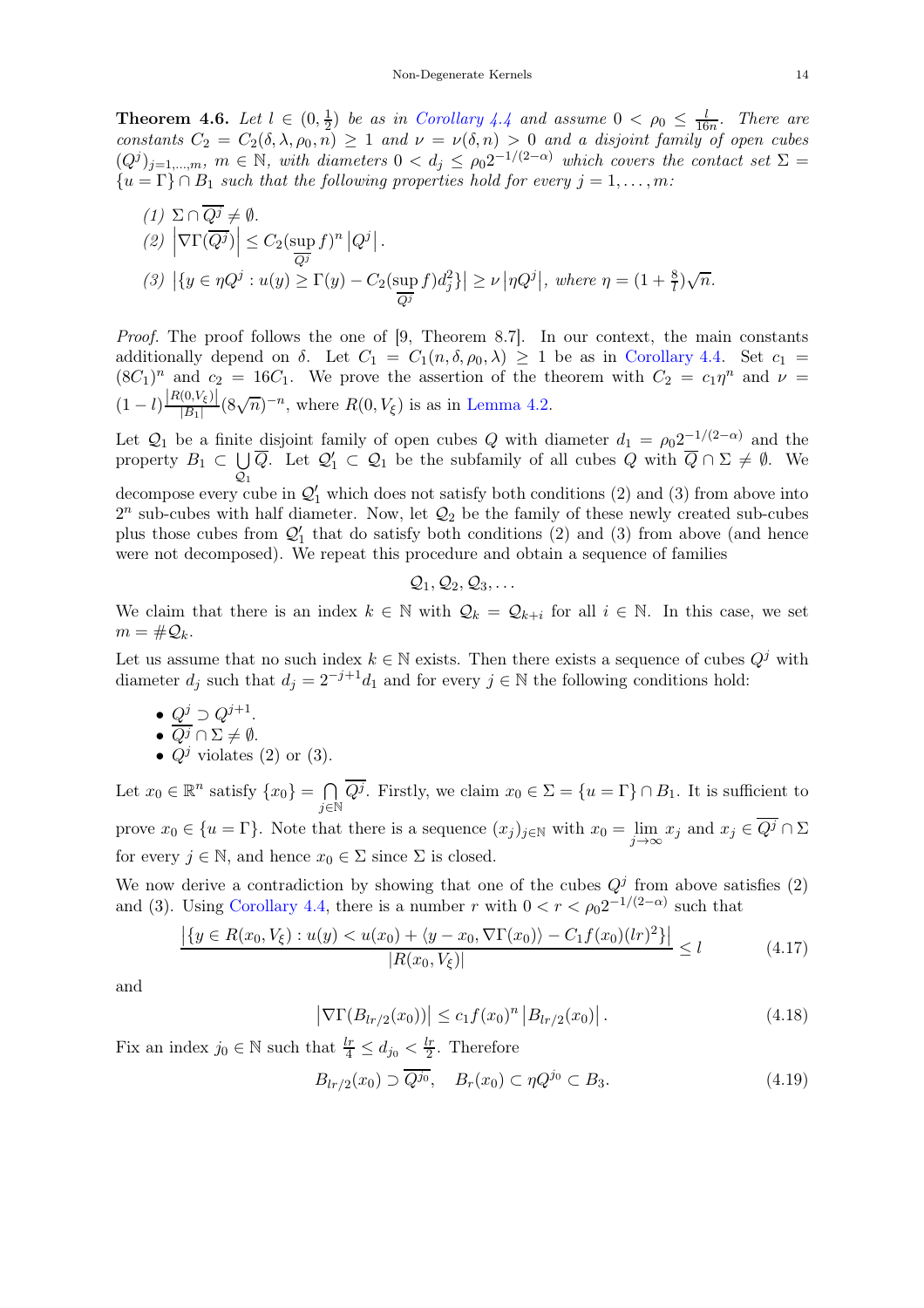**Theorem 4.6.** *Let $l \in (0, \frac{1}{2})$ be as in Corollary 4.4 and assume $0 < \rho_0 \le \frac{l}{16n}$. There are constants $C_2 = C_2(\delta, \lambda, \rho_0, n) \ge 1$ and $\nu = \nu(\delta, n) > 0$ and a disjoint family of open cubes $(Q^j)_{j=1,\dots,m}$, $m \in \mathbb{N}$, with diameters $0 < d_j \le \rho_0 2^{-1/(2-\alpha)}$ which covers the contact set $\Sigma = \{u = \Gamma\} \cap B_1$ such that the following properties hold for every $j = 1, \dots, m$:*

*(1) $\Sigma \cap \overline{Q^j} \neq \emptyset$.*

*(2) $\left|\nabla\Gamma(\overline{Q^j})\right| \le C_2(\sup_{\overline{Q^j}} f)^n \left|Q^j\right|$.*

*(3) $\left|\{y \in \eta Q^j : u(y) \ge \Gamma(y) - C_2(\sup_{\overline{Q^j}} f) d_j^2\}\right| \ge \nu \left|\eta Q^j\right|$, where $\eta = (1 + \frac{8}{l})\sqrt{n}$.*

*Proof.* The proof follows the one of [9, Theorem 8.7]. In our context, the main constants additionally depend on $\delta$. Let $C_1 = C_1(n, \delta, \rho_0, \lambda) \ge 1$ be as in Corollary 4.4. Set $c_1 = (8C_1)^n$ and $c_2 = 16C_1$. We prove the assertion of the theorem with $C_2 = c_1\eta^n$ and $\nu = (1-l)\frac{|R(0,V_\xi)|}{|B_1|}(8\sqrt{n})^{-n}$, where $R(0, V_\xi)$ is as in Lemma 4.2.

Let $\mathcal{Q}_1$ be a finite disjoint family of open cubes $Q$ with diameter $d_1 = \rho_0 2^{-1/(2-\alpha)}$ and the property $B_1 \subset \bigcup_{\mathcal{Q}_1} \overline{Q}$. Let $\mathcal{Q}_1' \subset \mathcal{Q}_1$ be the subfamily of all cubes $Q$ with $\overline{Q} \cap \Sigma \neq \emptyset$. We decompose every cube in $\mathcal{Q}_1'$ which does not satisfy both conditions (2) and (3) from above into $2^n$ sub-cubes with half diameter. Now, let $\mathcal{Q}_2$ be the family of these newly created sub-cubes plus those cubes from $\mathcal{Q}_1'$ that do satisfy both conditions (2) and (3) from above (and hence were not decomposed). We repeat this procedure and obtain a sequence of families

$$\mathcal{Q}_1, \mathcal{Q}_2, \mathcal{Q}_3, \dots$$

We claim that there is an index $k \in \mathbb{N}$ with $\mathcal{Q}_k = \mathcal{Q}_{k+i}$ for all $i \in \mathbb{N}$. In this case, we set $m = \#\mathcal{Q}_k$.

Let us assume that no such index $k \in \mathbb{N}$ exists. Then there exists a sequence of cubes $Q^j$ with diameter $d_j$ such that $d_j = 2^{-j+1}d_1$ and for every $j \in \mathbb{N}$ the following conditions hold:

- $Q^j \supset Q^{j+1}$.
- $\overline{Q^j} \cap \Sigma \neq \emptyset$.
- $Q^j$ violates (2) or (3).

Let $x_0 \in \mathbb{R}^n$ satisfy $\{x_0\} = \bigcap_{j\in\mathbb{N}} \overline{Q^j}$. Firstly, we claim $x_0 \in \Sigma = \{u = \Gamma\} \cap B_1$. It is sufficient to prove $x_0 \in \{u = \Gamma\}$. Note that there is a sequence $(x_j)_{j\in\mathbb{N}}$ with $x_0 = \lim_{j\to\infty} x_j$ and $x_j \in \overline{Q^j} \cap \Sigma$ for every $j \in \mathbb{N}$, and hence $x_0 \in \Sigma$ since $\Sigma$ is closed.

We now derive a contradiction by showing that one of the cubes $Q^j$ from above satisfies (2) and (3). Using Corollary 4.4, there is a number $r$ with $0 < r < \rho_0 2^{-1/(2-\alpha)}$ such that

$$\frac{\left|\{y \in R(x_0, V_\xi) : u(y) < u(x_0) + \langle y - x_0, \nabla\Gamma(x_0)\rangle - C_1 f(x_0)(lr)^2\}\right|}{|R(x_0, V_\xi)|} \le l \tag{4.17}$$

and

$$\left|\nabla\Gamma(B_{lr/2}(x_0))\right| \le c_1 f(x_0)^n \left|B_{lr/2}(x_0)\right|. \tag{4.18}$$

Fix an index $j_0 \in \mathbb{N}$ such that $\frac{lr}{4} \le d_{j_0} < \frac{lr}{2}$. Therefore

$$B_{lr/2}(x_0) \supset \overline{Q^{j_0}}, \quad B_r(x_0) \subset \eta Q^{j_0} \subset B_3. \tag{4.19}$$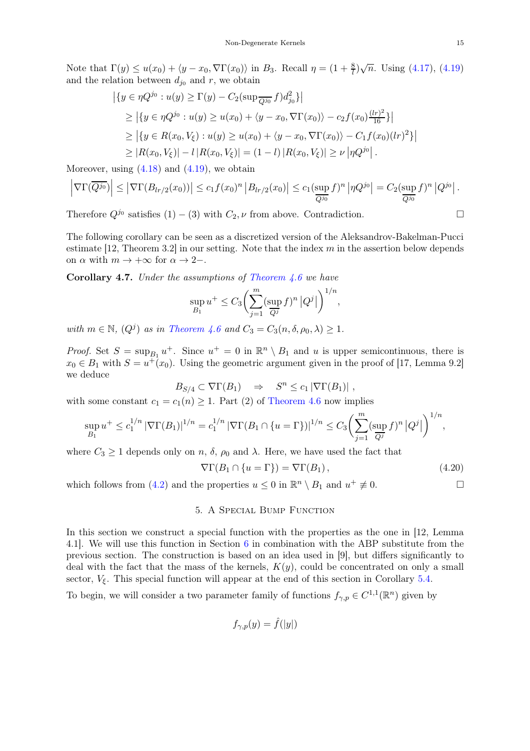Note that $\Gamma(y) \le u(x_0) + \langle y - x_0, \nabla\Gamma(x_0)\rangle$ in $B_3$. Recall $\eta = (1+\frac{8}{l})\sqrt{n}$. Using (4.17), (4.19) and the relation between $d_{j_0}$ and $r$, we obtain

$$
\begin{aligned}
&\left|\{y \in \eta Q^{j_0} : u(y) \ge \Gamma(y) - C_2(\sup\nolimits_{\overline{Q^{j_0}}} f) d_{j_0}^2\}\right| \\
&\ge \left|\{y \in \eta Q^{j_0} : u(y) \ge u(x_0) + \langle y - x_0, \nabla\Gamma(x_0)\rangle - c_2 f(x_0)\tfrac{(lr)^2}{16}\}\right| \\
&\ge \left|\{y \in R(x_0, V_\xi) : u(y) \ge u(x_0) + \langle y - x_0, \nabla\Gamma(x_0)\rangle - C_1 f(x_0)(lr)^2\}\right| \\
&\ge |R(x_0, V_\xi)| - l\,|R(x_0, V_\xi)| = (1-l)\,|R(x_0, V_\xi)| \ge \nu \left|\eta Q^{j_0}\right|.
\end{aligned}
$$

Moreover, using (4.18) and (4.19), we obtain

$$
\left|\nabla\Gamma(\overline{Q^{j_0}})\right| \le \left|\nabla\Gamma(B_{lr/2}(x_0))\right| \le c_1 f(x_0)^n \left|B_{lr/2}(x_0)\right| \le c_1 (\sup_{\overline{Q^{j_0}}} f)^n \left|\eta Q^{j_0}\right| = C_2 (\sup_{\overline{Q^{j_0}}} f)^n \left|Q^{j_0}\right|.
$$

Therefore $Q^{j_0}$ satisfies $(1) - (3)$ with $C_2, \nu$ from above. Contradiction. $\square$

The following corollary can be seen as a discretized version of the Aleksandrov-Bakelman-Pucci estimate [12, Theorem 3.2] in our setting. Note that the index $m$ in the assertion below depends on $\alpha$ with $m \to +\infty$ for $\alpha \to 2-$.

**Corollary 4.7.** *Under the assumptions of Theorem 4.6 we have*

$$
\sup_{B_1} u^+ \le C_3 \bigg( \sum_{j=1}^{m} (\sup_{\overline{Q^j}} f)^n \left|Q^j\right| \bigg)^{1/n},
$$

*with $m \in \mathbb{N}$, $(Q^j)$ as in Theorem 4.6 and $C_3 = C_3(n, \delta, \rho_0, \lambda) \ge 1$.*

*Proof.* Set $S = \sup_{B_1} u^+$. Since $u^+ = 0$ in $\mathbb{R}^n \setminus B_1$ and $u$ is upper semicontinuous, there is $x_0 \in B_1$ with $S = u^+(x_0)$. Using the geometric argument given in the proof of [17, Lemma 9.2] we deduce

$$
B_{S/4} \subset \nabla\Gamma(B_1) \quad \Rightarrow \quad S^n \le c_1 \left|\nabla\Gamma(B_1)\right|,
$$

with some constant $c_1 = c_1(n) \ge 1$. Part (2) of Theorem 4.6 now implies

$$
\sup_{B_1} u^+ \le c_1^{1/n} \left|\nabla\Gamma(B_1)\right|^{1/n} = c_1^{1/n} \left|\nabla\Gamma(B_1 \cap \{u = \Gamma\})\right|^{1/n} \le C_3 \bigg( \sum_{j=1}^{m} (\sup_{\overline{Q^j}} f)^n \left|Q^j\right| \bigg)^{1/n},
$$

where $C_3 \ge 1$ depends only on $n$, $\delta$, $\rho_0$ and $\lambda$. Here, we have used the fact that

$$
\nabla\Gamma(B_1 \cap \{u = \Gamma\}) = \nabla\Gamma(B_1), \tag{4.20}
$$

which follows from (4.2) and the properties $u \le 0$ in $\mathbb{R}^n \setminus B_1$ and $u^+ \not\equiv 0$. $\square$

## 5. A Special Bump Function

In this section we construct a special function with the properties as the one in [12, Lemma 4.1]. We will use this function in Section 6 in combination with the ABP substitute from the previous section. The construction is based on an idea used in [9], but differs significantly to deal with the fact that the mass of the kernels, $K(y)$, could be concentrated on only a small sector, $V_\xi$. This special function will appear at the end of this section in Corollary 5.4.

To begin, we will consider a two parameter family of functions $f_{\gamma,p} \in C^{1,1}(\mathbb{R}^n)$ given by

$$
f_{\gamma,p}(y) = \hat{f}(|y|)
$$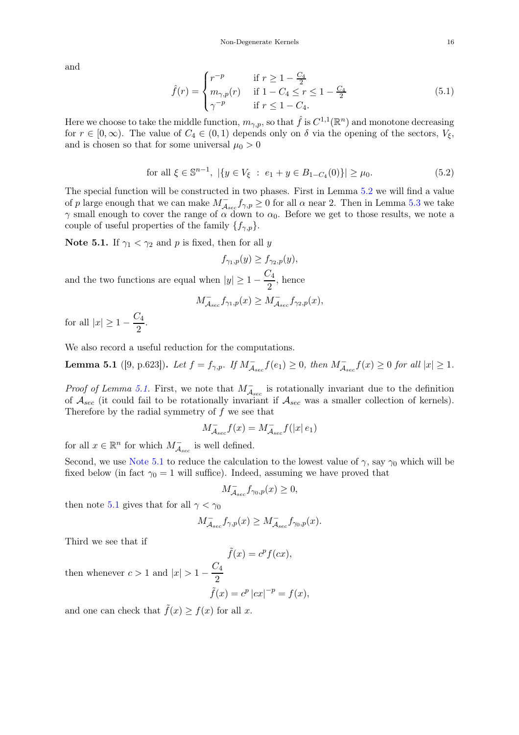and

$$\hat{f}(r) = \begin{cases} r^{-p} & \text{if } r \geq 1 - \frac{C_4}{2} \\ m_{\gamma,p}(r) & \text{if } 1 - C_4 \leq r \leq 1 - \frac{C_4}{2} \\ \gamma^{-p} & \text{if } r \leq 1 - C_4. \end{cases} \tag{5.1}$$

Here we choose to take the middle function, $m_{\gamma,p}$, so that $\hat{f}$ is $C^{1,1}(\mathbb{R}^n)$ and monotone decreasing for $r \in [0, \infty)$. The value of $C_4 \in (0,1)$ depends only on $\delta$ via the opening of the sectors, $V_\xi$, and is chosen so that for some universal $\mu_0 > 0$

$$\text{for all } \xi \in \mathbb{S}^{n-1},\ |\{y \in V_\xi \ :\ e_1 + y \in B_{1-C_4}(0)\}| \geq \mu_0. \tag{5.2}$$

The special function will be constructed in two phases. First in Lemma 5.2 we will find a value of $p$ large enough that we can make $M^-_{\mathcal{A}_{sec}} f_{\gamma,p} \geq 0$ for all $\alpha$ near 2. Then in Lemma 5.3 we take $\gamma$ small enough to cover the range of $\alpha$ down to $\alpha_0$. Before we get to those results, we note a couple of useful properties of the family $\{f_{\gamma,p}\}$.

**Note 5.1.** If $\gamma_1 < \gamma_2$ and $p$ is fixed, then for all $y$

$$f_{\gamma_1,p}(y) \geq f_{\gamma_2,p}(y),$$

and the two functions are equal when $|y| \geq 1 - \dfrac{C_4}{2}$, hence

$$M^-_{\mathcal{A}_{sec}} f_{\gamma_1,p}(x) \geq M^-_{\mathcal{A}_{sec}} f_{\gamma_2,p}(x),$$

for all $|x| \geq 1 - \dfrac{C_4}{2}$.

We also record a useful reduction for the computations.

**Lemma 5.1** ([9, p.623])**.** *Let $f = f_{\gamma,p}$. If $M^-_{\mathcal{A}_{sec}} f(e_1) \geq 0$, then $M^-_{\mathcal{A}_{sec}} f(x) \geq 0$ for all $|x| \geq 1$.*

*Proof of Lemma 5.1.* First, we note that $M^-_{\mathcal{A}_{sec}}$ is rotationally invariant due to the definition of $\mathcal{A}_{sec}$ (it could fail to be rotationally invariant if $\mathcal{A}_{sec}$ was a smaller collection of kernels). Therefore by the radial symmetry of $f$ we see that

$$M^-_{\mathcal{A}_{sec}} f(x) = M^-_{\mathcal{A}_{sec}} f(|x|\, e_1)$$

for all $x \in \mathbb{R}^n$ for which $M^-_{\mathcal{A}_{sec}}$ is well defined.

Second, we use Note 5.1 to reduce the calculation to the lowest value of $\gamma$, say $\gamma_0$ which will be fixed below (in fact $\gamma_0 = 1$ will suffice). Indeed, assuming we have proved that

$$M^-_{\mathcal{A}_{sec}} f_{\gamma_0,p}(x) \geq 0,$$

then note 5.1 gives that for all $\gamma < \gamma_0$

$$M^-_{\mathcal{A}_{sec}} f_{\gamma,p}(x) \geq M^-_{\mathcal{A}_{sec}} f_{\gamma_0,p}(x).$$

Third we see that if

$$\tilde{f}(x) = c^p f(cx),$$

then whenever $c > 1$ and $|x| > 1 - \dfrac{C_4}{2}$

$$\tilde{f}(x) = c^p\, |cx|^{-p} = f(x),$$

and one can check that $\tilde{f}(x) \geq f(x)$ for all $x$.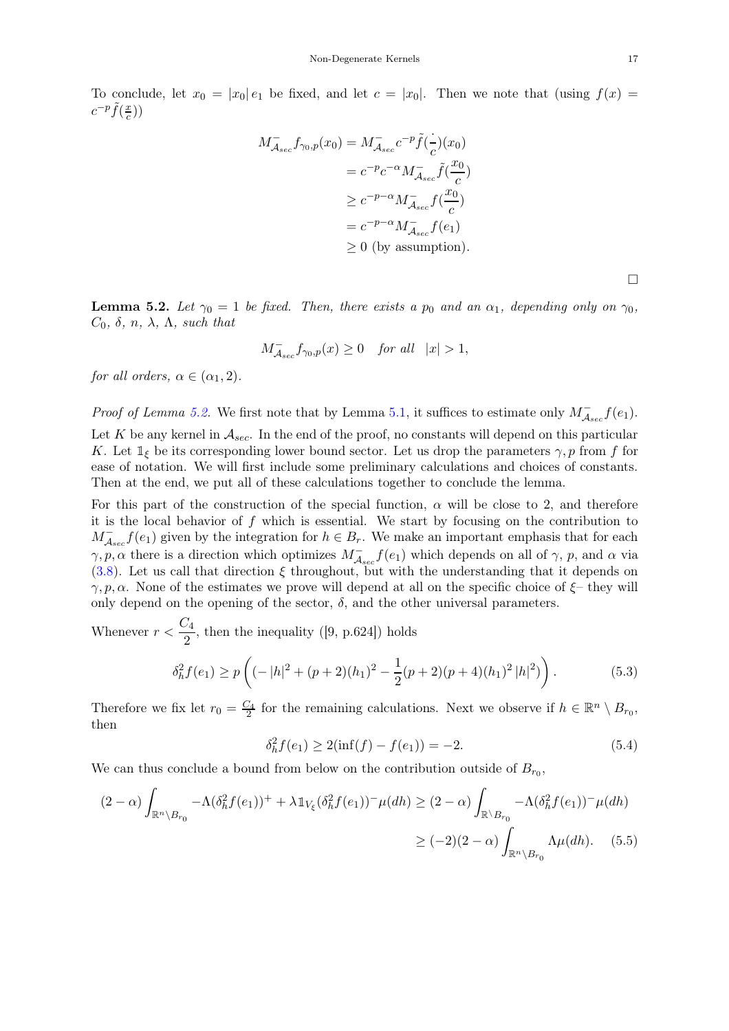To conclude, let $x_0 = |x_0|\, e_1$ be fixed, and let $c = |x_0|$. Then we note that (using $f(x) = c^{-p}\tilde{f}(\frac{x}{c})$)

$$
\begin{aligned}
M^-_{\mathcal{A}_{sec}} f_{\gamma_0,p}(x_0) &= M^-_{\mathcal{A}_{sec}} c^{-p}\tilde{f}(\frac{\cdot}{c})(x_0) \\
&= c^{-p}c^{-\alpha} M^-_{\mathcal{A}_{sec}} \tilde{f}(\frac{x_0}{c}) \\
&\geq c^{-p-\alpha} M^-_{\mathcal{A}_{sec}} f(\frac{x_0}{c}) \\
&= c^{-p-\alpha} M^-_{\mathcal{A}_{sec}} f(e_1) \\
&\geq 0 \text{ (by assumption).}
\end{aligned}
$$

□

**Lemma 5.2.** *Let $\gamma_0 = 1$ be fixed. Then, there exists a $p_0$ and an $\alpha_1$, depending only on $\gamma_0$, $C_0$, $\delta$, $n$, $\lambda$, $\Lambda$, such that*

$$
M^-_{\mathcal{A}_{sec}} f_{\gamma_0,p}(x) \geq 0 \quad \textit{for all} \quad |x| > 1,
$$

*for all orders, $\alpha \in (\alpha_1, 2)$.*

*Proof of Lemma 5.2.* We first note that by Lemma 5.1, it suffices to estimate only $M^-_{\mathcal{A}_{sec}} f(e_1)$. Let $K$ be any kernel in $\mathcal{A}_{sec}$. In the end of the proof, no constants will depend on this particular $K$. Let $\mathbb{1}_\xi$ be its corresponding lower bound sector. Let us drop the parameters $\gamma, p$ from $f$ for ease of notation. We will first include some preliminary calculations and choices of constants. Then at the end, we put all of these calculations together to conclude the lemma.

For this part of the construction of the special function, $\alpha$ will be close to 2, and therefore it is the local behavior of $f$ which is essential. We start by focusing on the contribution to $M^-_{\mathcal{A}_{sec}} f(e_1)$ given by the integration for $h \in B_r$. We make an important emphasis that for each $\gamma, p, \alpha$ there is a direction which optimizes $M^-_{\mathcal{A}_{sec}} f(e_1)$ which depends on all of $\gamma$, $p$, and $\alpha$ via (3.8). Let us call that direction $\xi$ throughout, but with the understanding that it depends on $\gamma, p, \alpha$. None of the estimates we prove will depend at all on the specific choice of $\xi$– they will only depend on the opening of the sector, $\delta$, and the other universal parameters.

Whenever $r < \dfrac{C_4}{2}$, then the inequality ([9, p.624]) holds

$$
\delta_h^2 f(e_1) \geq p\left( (-|h|^2 + (p+2)(h_1)^2 - \frac{1}{2}(p+2)(p+4)(h_1)^2\, |h|^2) \right). \tag{5.3}
$$

Therefore we fix let $r_0 = \frac{C_4}{2}$ for the remaining calculations. Next we observe if $h \in \mathbb{R}^n \setminus B_{r_0}$, then

$$
\delta_h^2 f(e_1) \geq 2(\inf(f) - f(e_1)) = -2. \tag{5.4}
$$

We can thus conclude a bound from below on the contribution outside of $B_{r_0}$,

$$
\begin{aligned}
(2-\alpha)\int_{\mathbb{R}^n \setminus B_{r_0}} -\Lambda(\delta_h^2 f(e_1))^+ + \lambda \mathbb{1}_{V_\xi}(\delta_h^2 f(e_1))^- \mu(dh) &\geq (2-\alpha)\int_{\mathbb{R}\setminus B_{r_0}} -\Lambda(\delta_h^2 f(e_1))^- \mu(dh) \\
&\geq (-2)(2-\alpha)\int_{\mathbb{R}^n \setminus B_{r_0}} \Lambda \mu(dh). \quad (5.5)
\end{aligned}
$$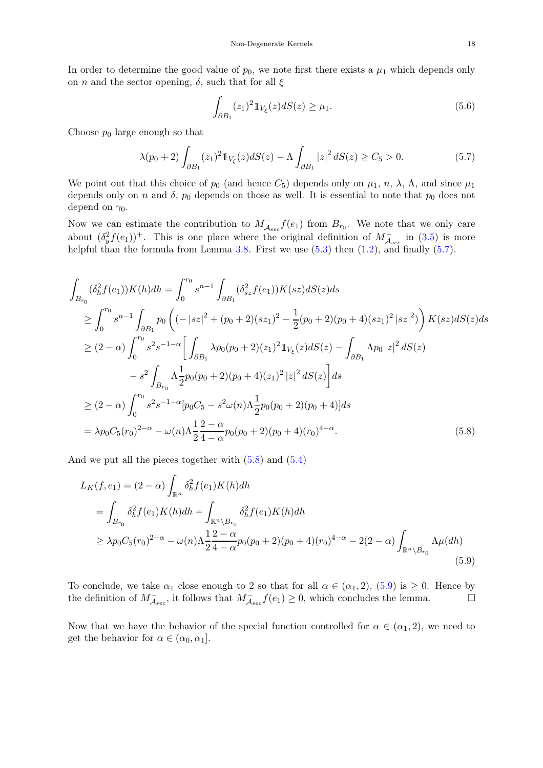In order to determine the good value of $p_0$, we note first there exists a $\mu_1$ which depends only on $n$ and the sector opening, $\delta$, such that for all $\xi$

$$\int_{\partial B_1} (z_1)^2 \mathbb{1}_{V_\xi}(z) dS(z) \geq \mu_1. \tag{5.6}$$

Choose $p_0$ large enough so that

$$\lambda(p_0+2) \int_{\partial B_1} (z_1)^2 \mathbb{1}_{V_\xi}(z) dS(z) - \Lambda \int_{\partial B_1} |z|^2 \, dS(z) \geq C_5 > 0. \tag{5.7}$$

We point out that this choice of $p_0$ (and hence $C_5$) depends only on $\mu_1$, $n$, $\lambda$, $\Lambda$, and since $\mu_1$ depends only on $n$ and $\delta$, $p_0$ depends on those as well. It is essential to note that $p_0$ does not depend on $\gamma_0$.

Now we can estimate the contribution to $M^-_{\mathcal{A}_{sec}} f(e_1)$ from $B_{r_0}$. We note that we only care about $(\delta^2_y f(e_1))^+$. This is one place where the original definition of $M^-_{\mathcal{A}_{sec}}$ in (3.5) is more helpful than the formula from Lemma 3.8. First we use (5.3) then (1.2), and finally (5.7).

$$\begin{aligned}
\int_{B_{r_0}} (\delta^2_h f(e_1)) K(h) dh &= \int_0^{r_0} s^{n-1} \int_{\partial B_1} (\delta^2_{sz} f(e_1)) K(sz) dS(z) ds \\
&\geq \int_0^{r_0} s^{n-1} \int_{\partial B_1} p_0 \left( (-|sz|^2 + (p_0+2)(sz_1)^2 - \frac{1}{2}(p_0+2)(p_0+4)(sz_1)^2 |sz|^2) \right) K(sz) dS(z) ds \\
&\geq (2-\alpha) \int_0^{r_0} s^2 s^{-1-\alpha} \Bigg[ \int_{\partial B_1} \lambda p_0 (p_0+2)(z_1)^2 \mathbb{1}_{V_\xi}(z) dS(z) - \int_{\partial B_1} \Lambda p_0 |z|^2 \, dS(z) \\
&\qquad - s^2 \int_{B_{r_0}} \Lambda \frac{1}{2} p_0 (p_0+2)(p_0+4)(z_1)^2 |z|^2 \, dS(z) \Bigg] ds \\
&\geq (2-\alpha) \int_0^{r_0} s^2 s^{-1-\alpha} [p_0 C_5 - s^2 \omega(n) \Lambda \frac{1}{2} p_0 (p_0+2)(p_0+4)] ds \\
&= \lambda p_0 C_5 (r_0)^{2-\alpha} - \omega(n) \Lambda \frac{1}{2} \frac{2-\alpha}{4-\alpha} p_0 (p_0+2)(p_0+4)(r_0)^{4-\alpha}.
\end{aligned} \tag{5.8}$$

And we put all the pieces together with (5.8) and (5.4)

$$\begin{aligned}
L_K(f, e_1) &= (2-\alpha) \int_{\mathbb{R}^n} \delta^2_h f(e_1) K(h) dh \\
&= \int_{B_{r_0}} \delta^2_h f(e_1) K(h) dh + \int_{\mathbb{R}^n \setminus B_{r_0}} \delta^2_h f(e_1) K(h) dh \\
&\geq \lambda p_0 C_5 (r_0)^{2-\alpha} - \omega(n) \Lambda \frac{1}{2} \frac{2-\alpha}{4-\alpha} p_0 (p_0+2)(p_0+4)(r_0)^{4-\alpha} - 2(2-\alpha) \int_{\mathbb{R}^n \setminus B_{r_0}} \Lambda \mu(dh)
\end{aligned} \tag{5.9}$$

To conclude, we take $\alpha_1$ close enough to 2 so that for all $\alpha \in (\alpha_1, 2)$, (5.9) is $\geq 0$. Hence by the definition of $M^-_{\mathcal{A}_{sec}}$, it follows that $M^-_{\mathcal{A}_{sec}} f(e_1) \geq 0$, which concludes the lemma. □

Now that we have the behavior of the special function controlled for $\alpha \in (\alpha_1, 2)$, we need to get the behavior for $\alpha \in (\alpha_0, \alpha_1]$.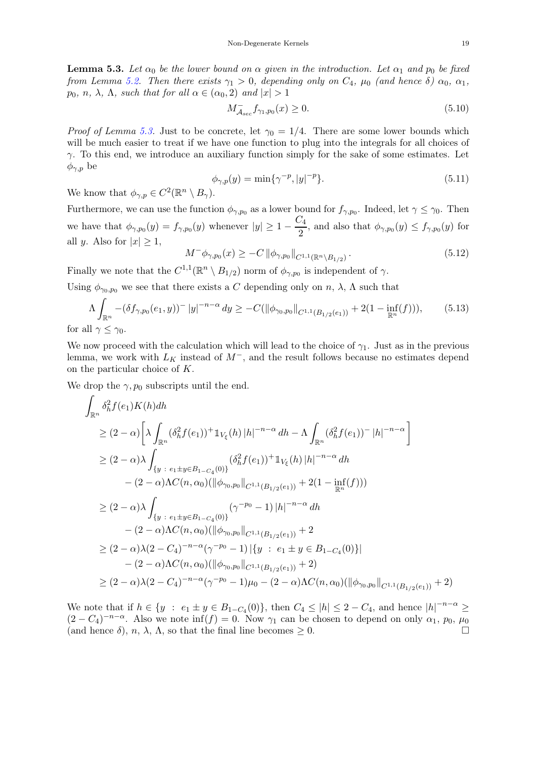**Lemma 5.3.** *Let $\alpha_0$ be the lower bound on $\alpha$ given in the introduction. Let $\alpha_1$ and $p_0$ be fixed from Lemma 5.2. Then there exists $\gamma_1 > 0$, depending only on $C_4$, $\mu_0$ (and hence $\delta$) $\alpha_0$, $\alpha_1$, $p_0$, $n$, $\lambda$, $\Lambda$, such that for all $\alpha \in (\alpha_0, 2)$ and $|x| > 1$*

$$M^-_{\mathcal{A}_{sec}} f_{\gamma_1,p_0}(x) \geq 0. \tag{5.10}$$

*Proof of Lemma 5.3.* Just to be concrete, let $\gamma_0 = 1/4$. There are some lower bounds which will be much easier to treat if we have one function to plug into the integrals for all choices of $\gamma$. To this end, we introduce an auxiliary function simply for the sake of some estimates. Let $\phi_{\gamma,p}$ be

$$\phi_{\gamma,p}(y) = \min\{\gamma^{-p}, |y|^{-p}\}. \tag{5.11}$$

We know that $\phi_{\gamma,p} \in C^2(\mathbb{R}^n \setminus B_\gamma)$.

Furthermore, we can use the function $\phi_{\gamma,p_0}$ as a lower bound for $f_{\gamma,p_0}$. Indeed, let $\gamma \leq \gamma_0$. Then we have that $\phi_{\gamma,p_0}(y) = f_{\gamma,p_0}(y)$ whenever $|y| \geq 1 - \dfrac{C_4}{2}$, and also that $\phi_{\gamma,p_0}(y) \leq f_{\gamma,p_0}(y)$ for all $y$. Also for $|x| \geq 1$,

$$M^-\phi_{\gamma,p_0}(x) \geq -C \left\|\phi_{\gamma,p_0}\right\|_{C^{1,1}(\mathbb{R}^n \setminus B_{1/2})}. \tag{5.12}$$

Finally we note that the $C^{1,1}(\mathbb{R}^n \setminus B_{1/2})$ norm of $\phi_{\gamma,p_0}$ is independent of $\gamma$.

Using $\phi_{\gamma_0,p_0}$ we see that there exists a $C$ depending only on $n$, $\lambda$, $\Lambda$ such that

$$\Lambda \int_{\mathbb{R}^n} -(\delta f_{\gamma,p_0}(e_1,y))^- |y|^{-n-\alpha}\, dy \geq -C(\|\phi_{\gamma_0,p_0}\|_{C^{1,1}(B_{1/2}(e_1))} + 2(1 - \inf_{\mathbb{R}^n}(f))), \tag{5.13}$$

for all $\gamma \leq \gamma_0$.

We now proceed with the calculation which will lead to the choice of $\gamma_1$. Just as in the previous lemma, we work with $L_K$ instead of $M^-$, and the result follows because no estimates depend on the particular choice of $K$.

We drop the $\gamma, p_0$ subscripts until the end.

$$\begin{aligned}
&\int_{\mathbb{R}^n} \delta_h^2 f(e_1) K(h) dh \\
&\geq (2-\alpha)\left[\lambda \int_{\mathbb{R}^n} (\delta_h^2 f(e_1))^+ \mathbb{1}_{V_\xi}(h)\, |h|^{-n-\alpha}\, dh - \Lambda \int_{\mathbb{R}^n} (\delta_h^2 f(e_1))^- |h|^{-n-\alpha}\right] \\
&\geq (2-\alpha)\lambda \int_{\{y\ :\ e_1 \pm y \in B_{1-C_4}(0)\}} (\delta_h^2 f(e_1))^+ \mathbb{1}_{V_\xi}(h)\, |h|^{-n-\alpha}\, dh \\
&\quad - (2-\alpha)\Lambda C(n,\alpha_0)(\|\phi_{\gamma_0,p_0}\|_{C^{1,1}(B_{1/2}(e_1))} + 2(1 - \inf_{\mathbb{R}^n}(f))) \\
&\geq (2-\alpha)\lambda \int_{\{y\ :\ e_1 \pm y \in B_{1-C_4}(0)\}} (\gamma^{-p_0} - 1)\, |h|^{-n-\alpha}\, dh \\
&\quad - (2-\alpha)\Lambda C(n,\alpha_0)(\|\phi_{\gamma_0,p_0}\|_{C^{1,1}(B_{1/2}(e_1))} + 2 \\
&\geq (2-\alpha)\lambda(2 - C_4)^{-n-\alpha}(\gamma^{-p_0} - 1)\, |\{y\ :\ e_1 \pm y \in B_{1-C_4}(0)\}| \\
&\quad - (2-\alpha)\Lambda C(n,\alpha_0)(\|\phi_{\gamma_0,p_0}\|_{C^{1,1}(B_{1/2}(e_1))} + 2) \\
&\geq (2-\alpha)\lambda(2 - C_4)^{-n-\alpha}(\gamma^{-p_0} - 1)\mu_0 - (2-\alpha)\Lambda C(n,\alpha_0)(\|\phi_{\gamma_0,p_0}\|_{C^{1,1}(B_{1/2}(e_1))} + 2)
\end{aligned}$$

We note that if $h \in \{y\ :\ e_1 \pm y \in B_{1-C_4}(0)\}$, then $C_4 \leq |h| \leq 2 - C_4$, and hence $|h|^{-n-\alpha} \geq (2 - C_4)^{-n-\alpha}$. Also we note $\inf(f) = 0$. Now $\gamma_1$ can be chosen to depend on only $\alpha_1$, $p_0$, $\mu_0$ (and hence $\delta$), $n$, $\lambda$, $\Lambda$, so that the final line becomes $\geq 0$. □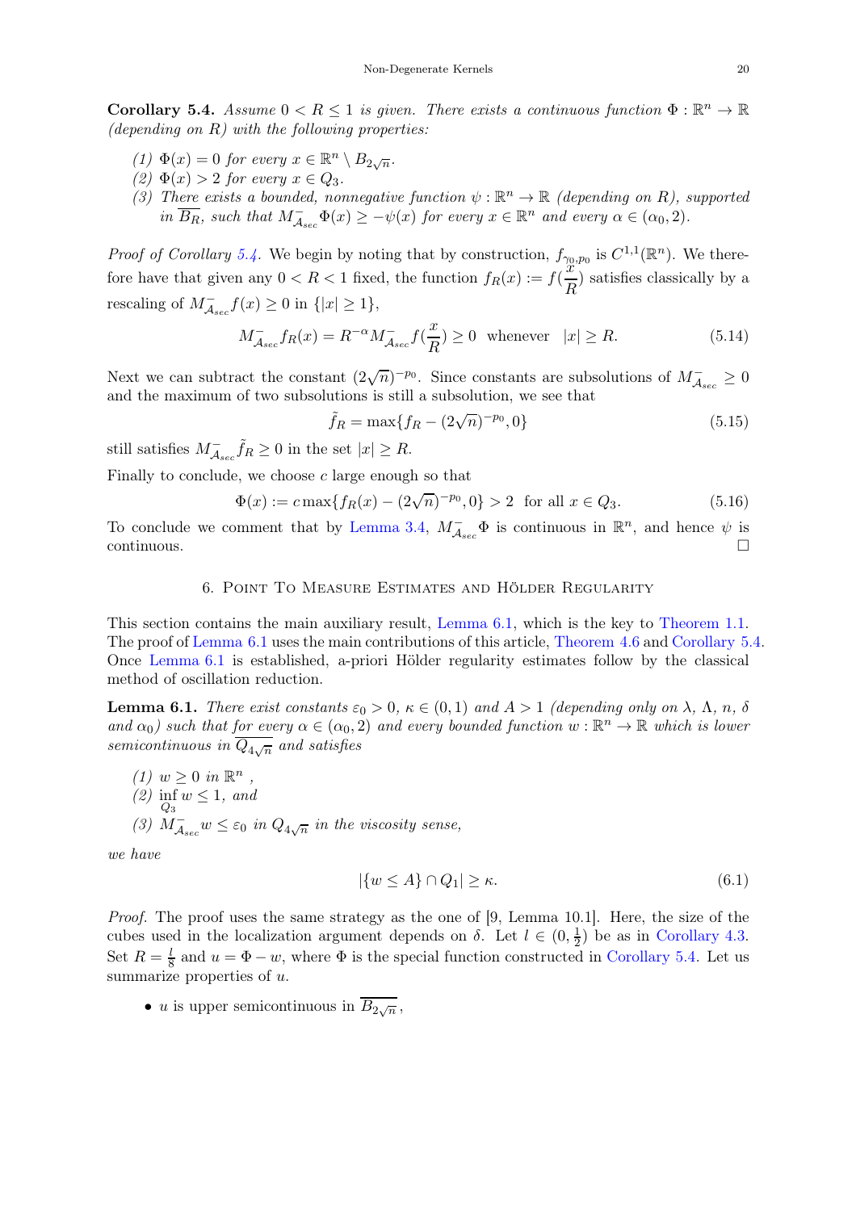**Corollary 5.4.** *Assume $0 < R \le 1$ is given. There exists a continuous function $\Phi : \mathbb{R}^n \to \mathbb{R}$ (depending on $R$) with the following properties:*

*(1) $\Phi(x) = 0$ for every $x \in \mathbb{R}^n \setminus B_{2\sqrt{n}}$.*
*(2) $\Phi(x) > 2$ for every $x \in Q_3$.*
*(3) There exists a bounded, nonnegative function $\psi : \mathbb{R}^n \to \mathbb{R}$ (depending on $R$), supported in $\overline{B_R}$, such that $M^-_{\mathcal{A}_{sec}} \Phi(x) \ge -\psi(x)$ for every $x \in \mathbb{R}^n$ and every $\alpha \in (\alpha_0, 2)$.*

*Proof of Corollary 5.4.* We begin by noting that by construction, $f_{\gamma_0,p_0}$ is $C^{1,1}(\mathbb{R}^n)$. We therefore have that given any $0 < R < 1$ fixed, the function $f_R(x) := f(\frac{x}{R})$ satisfies classically by a rescaling of $M^-_{\mathcal{A}_{sec}} f(x) \ge 0$ in $\{|x| \ge 1\}$,

$$M^-_{\mathcal{A}_{sec}} f_R(x) = R^{-\alpha} M^-_{\mathcal{A}_{sec}} f(\frac{x}{R}) \ge 0 \quad \text{whenever} \quad |x| \ge R. \tag{5.14}$$

Next we can subtract the constant $(2\sqrt{n})^{-p_0}$. Since constants are subsolutions of $M^-_{\mathcal{A}_{sec}} \ge 0$ and the maximum of two subsolutions is still a subsolution, we see that

$$\tilde{f}_R = \max\{f_R - (2\sqrt{n})^{-p_0}, 0\} \tag{5.15}$$

still satisfies $M^-_{\mathcal{A}_{sec}} \tilde{f}_R \ge 0$ in the set $|x| \ge R$.

Finally to conclude, we choose $c$ large enough so that

$$\Phi(x) := c \max\{f_R(x) - (2\sqrt{n})^{-p_0}, 0\} > 2 \quad \text{for all } x \in Q_3. \tag{5.16}$$

To conclude we comment that by Lemma 3.4, $M^-_{\mathcal{A}_{sec}} \Phi$ is continuous in $\mathbb{R}^n$, and hence $\psi$ is continuous. □

## 6. Point To Measure Estimates and Hölder Regularity

This section contains the main auxiliary result, Lemma 6.1, which is the key to Theorem 1.1. The proof of Lemma 6.1 uses the main contributions of this article, Theorem 4.6 and Corollary 5.4. Once Lemma 6.1 is established, a-priori Hölder regularity estimates follow by the classical method of oscillation reduction.

**Lemma 6.1.** *There exist constants $\varepsilon_0 > 0$, $\kappa \in (0, 1)$ and $A > 1$ (depending only on $\lambda$, $\Lambda$, $n$, $\delta$ and $\alpha_0$) such that for every $\alpha \in (\alpha_0, 2)$ and every bounded function $w : \mathbb{R}^n \to \mathbb{R}$ which is lower semicontinuous in $\overline{Q_{4\sqrt{n}}}$ and satisfies*

*(1) $w \ge 0$ in $\mathbb{R}^n$ ,*
*(2) $\inf_{Q_3} w \le 1$, and*
*(3) $M^-_{\mathcal{A}_{sec}} w \le \varepsilon_0$ in $Q_{4\sqrt{n}}$ in the viscosity sense,*

*we have*

$$|\{w \le A\} \cap Q_1| \ge \kappa. \tag{6.1}$$

*Proof.* The proof uses the same strategy as the one of [9, Lemma 10.1]. Here, the size of the cubes used in the localization argument depends on $\delta$. Let $l \in (0, \frac{1}{2})$ be as in Corollary 4.3. Set $R = \frac{l}{8}$ and $u = \Phi - w$, where $\Phi$ is the special function constructed in Corollary 5.4. Let us summarize properties of $u$.

- $u$ is upper semicontinuous in $\overline{B_{2\sqrt{n}}}$,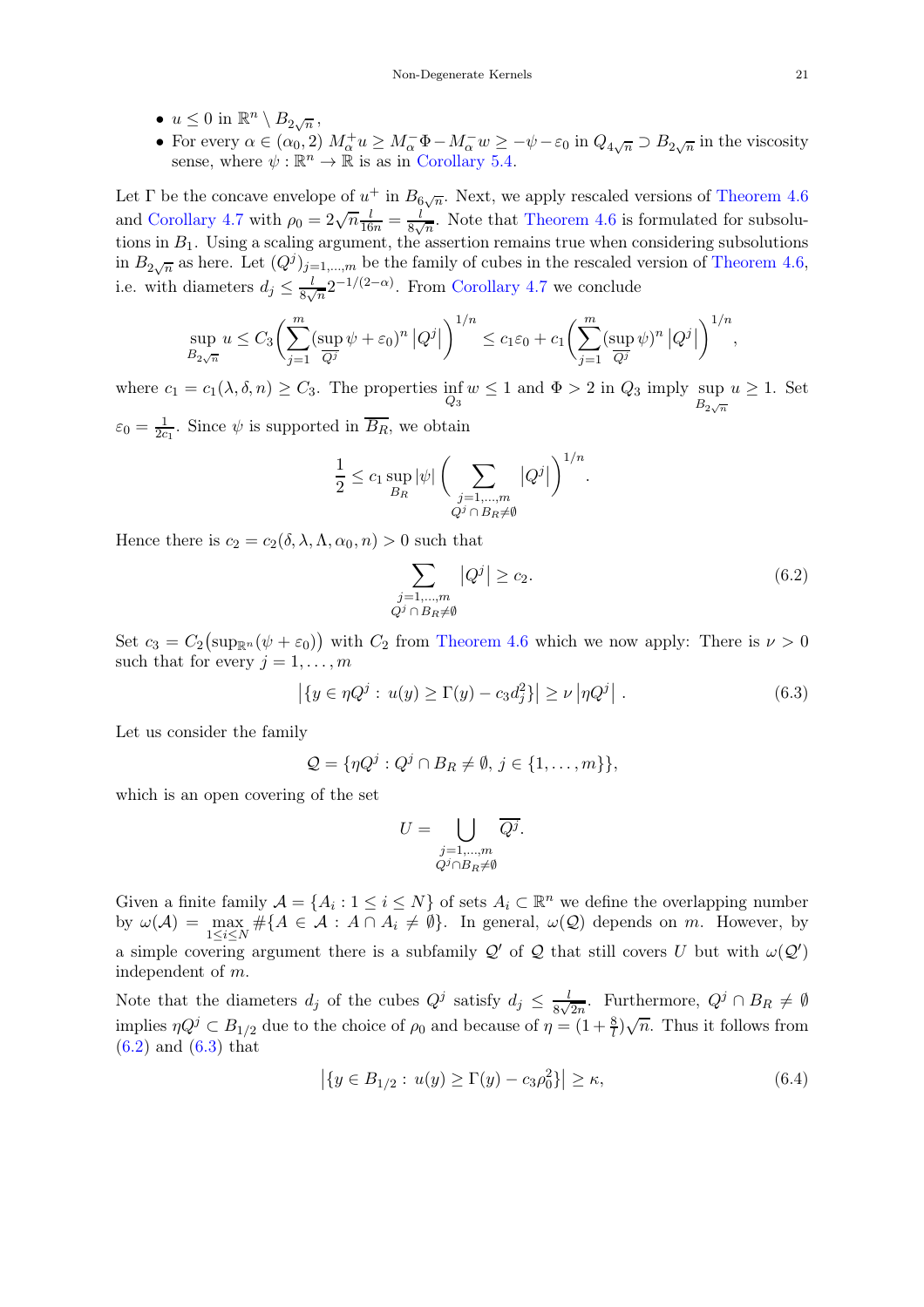- $u \le 0$ in $\mathbb{R}^n \setminus B_{2\sqrt{n}}$,
- For every $\alpha \in (\alpha_0, 2)$ $M^+_\alpha u \ge M^-_\alpha \Phi - M^-_\alpha w \ge -\psi - \varepsilon_0$ in $Q_{4\sqrt{n}} \supset B_{2\sqrt{n}}$ in the viscosity sense, where $\psi : \mathbb{R}^n \to \mathbb{R}$ is as in Corollary 5.4.

Let $\Gamma$ be the concave envelope of $u^+$ in $B_{6\sqrt{n}}$. Next, we apply rescaled versions of Theorem 4.6 and Corollary 4.7 with $\rho_0 = 2\sqrt{n}\frac{l}{16n} = \frac{l}{8\sqrt{n}}$. Note that Theorem 4.6 is formulated for subsolutions in $B_1$. Using a scaling argument, the assertion remains true when considering subsolutions in $B_{2\sqrt{n}}$ as here. Let $(Q^j)_{j=1,\dots,m}$ be the family of cubes in the rescaled version of Theorem 4.6, i.e. with diameters $d_j \le \frac{l}{8\sqrt{n}} 2^{-1/(2-\alpha)}$. From Corollary 4.7 we conclude

$$\sup_{B_{2\sqrt{n}}} u \le C_3 \Big( \sum_{j=1}^m (\sup_{\overline{Q^j}} \psi + \varepsilon_0)^n \left|Q^j\right| \Big)^{1/n} \le c_1 \varepsilon_0 + c_1 \Big( \sum_{j=1}^m (\sup_{\overline{Q^j}} \psi)^n \left|Q^j\right| \Big)^{1/n},$$

where $c_1 = c_1(\lambda, \delta, n) \ge C_3$. The properties $\inf\limits_{Q_3} w \le 1$ and $\Phi > 2$ in $Q_3$ imply $\sup\limits_{B_{2\sqrt{n}}} u \ge 1$. Set $\varepsilon_0 = \frac{1}{2c_1}$. Since $\psi$ is supported in $\overline{B_R}$, we obtain

$$\frac{1}{2} \le c_1 \sup_{B_R} |\psi| \Bigg( \sum_{\substack{j=1,\dots,m \\ Q^j \cap B_R \neq \emptyset}} \left|Q^j\right| \Bigg)^{1/n}.$$

Hence there is $c_2 = c_2(\delta, \lambda, \Lambda, \alpha_0, n) > 0$ such that

$$\sum_{\substack{j=1,\dots,m \\ Q^j \cap B_R \neq \emptyset}} \left|Q^j\right| \ge c_2. \tag{6.2}$$

Set $c_3 = C_2\big(\sup_{\mathbb{R}^n}(\psi + \varepsilon_0)\big)$ with $C_2$ from Theorem 4.6 which we now apply: There is $\nu > 0$ such that for every $j = 1, \dots, m$

$$\left|\{y \in \eta Q^j : u(y) \ge \Gamma(y) - c_3 d_j^2\}\right| \ge \nu \left|\eta Q^j\right| . \tag{6.3}$$

Let us consider the family

$$\mathcal{Q} = \{\eta Q^j : Q^j \cap B_R \neq \emptyset, \, j \in \{1, \dots, m\}\},$$

which is an open covering of the set

$$U = \bigcup_{\substack{j=1,\dots,m \\ Q^j \cap B_R \neq \emptyset}} \overline{Q^j}.$$

Given a finite family $\mathcal{A} = \{A_i : 1 \le i \le N\}$ of sets $A_i \subset \mathbb{R}^n$ we define the overlapping number by $\omega(\mathcal{A}) = \max\limits_{1\le i \le N} \#\{A \in \mathcal{A} : A \cap A_i \neq \emptyset\}$. In general, $\omega(\mathcal{Q})$ depends on $m$. However, by a simple covering argument there is a subfamily $\mathcal{Q}'$ of $\mathcal{Q}$ that still covers $U$ but with $\omega(\mathcal{Q}')$ independent of $m$.

Note that the diameters $d_j$ of the cubes $Q^j$ satisfy $d_j \le \frac{l}{8\sqrt{2n}}$. Furthermore, $Q^j \cap B_R \neq \emptyset$ implies $\eta Q^j \subset B_{1/2}$ due to the choice of $\rho_0$ and because of $\eta = (1 + \frac{8}{l})\sqrt{n}$. Thus it follows from (6.2) and (6.3) that

$$\left|\{y \in B_{1/2} : u(y) \ge \Gamma(y) - c_3 \rho_0^2\}\right| \ge \kappa, \tag{6.4}$$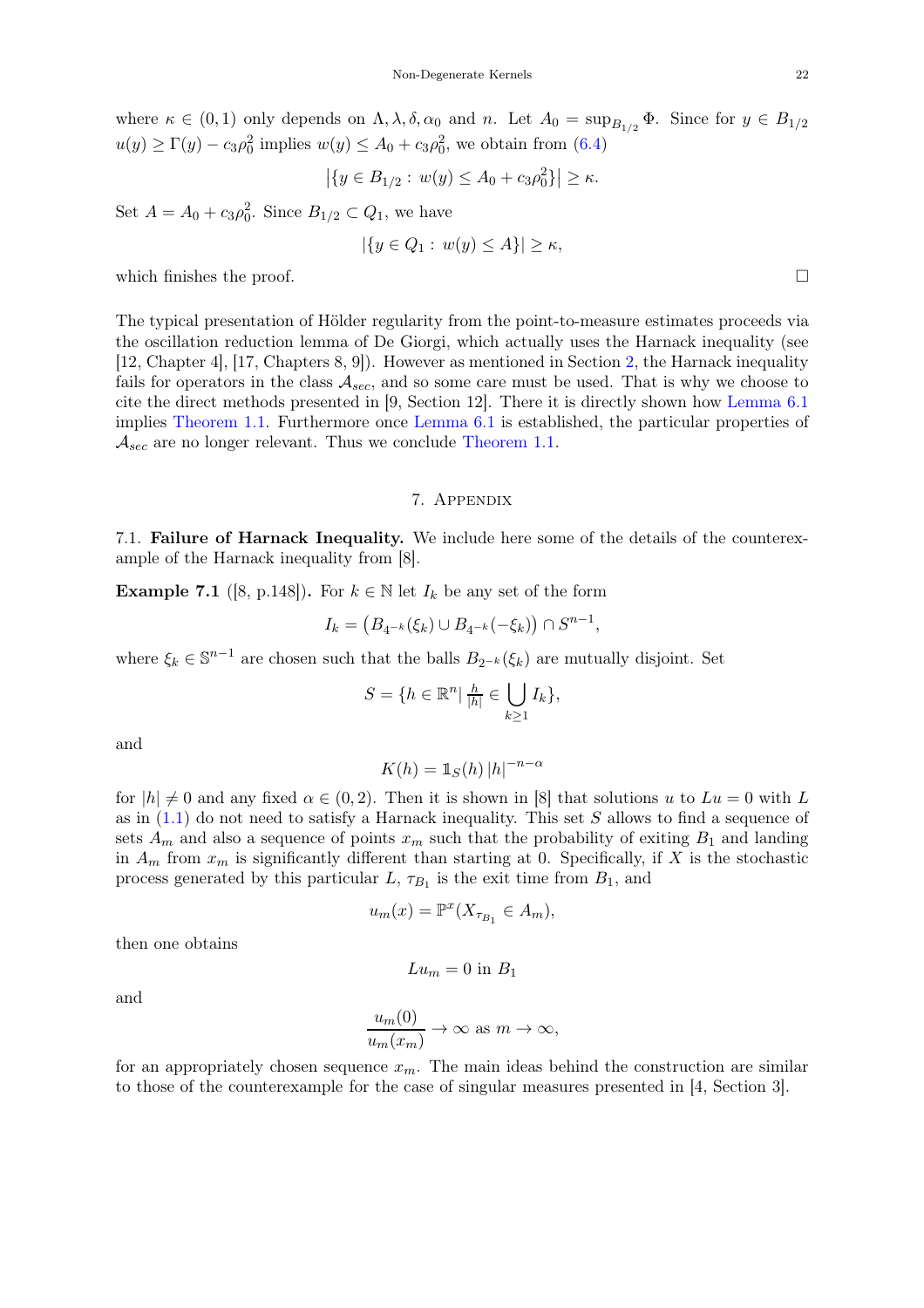where $\kappa \in (0,1)$ only depends on $\Lambda, \lambda, \delta, \alpha_0$ and $n$. Let $A_0 = \sup_{B_{1/2}} \Phi$. Since for $y \in B_{1/2}$ $u(y) \geq \Gamma(y) - c_3\rho_0^2$ implies $w(y) \leq A_0 + c_3\rho_0^2$, we obtain from (6.4)

$$\left|\{y \in B_{1/2} : \, w(y) \leq A_0 + c_3\rho_0^2\}\right| \geq \kappa.$$

Set $A = A_0 + c_3\rho_0^2$. Since $B_{1/2} \subset Q_1$, we have

$$|\{y \in Q_1 : \, w(y) \leq A\}| \geq \kappa,$$

which finishes the proof. □

The typical presentation of Hölder regularity from the point-to-measure estimates proceeds via the oscillation reduction lemma of De Giorgi, which actually uses the Harnack inequality (see [12, Chapter 4], [17, Chapters 8, 9]). However as mentioned in Section 2, the Harnack inequality fails for operators in the class $\mathcal{A}_{sec}$, and so some care must be used. That is why we choose to cite the direct methods presented in [9, Section 12]. There it is directly shown how Lemma 6.1 implies Theorem 1.1. Furthermore once Lemma 6.1 is established, the particular properties of $\mathcal{A}_{sec}$ are no longer relevant. Thus we conclude Theorem 1.1.

## 7. Appendix

7.1. **Failure of Harnack Inequality.** We include here some of the details of the counterexample of the Harnack inequality from [8].

**Example 7.1** ([8, p.148])**.** For $k \in \mathbb{N}$ let $I_k$ be any set of the form

$$I_k = \left(B_{4^{-k}}(\xi_k) \cup B_{4^{-k}}(-\xi_k)\right) \cap S^{n-1},$$

where $\xi_k \in \mathbb{S}^{n-1}$ are chosen such that the balls $B_{2^{-k}}(\xi_k)$ are mutually disjoint. Set

$$S = \{h \in \mathbb{R}^n | \tfrac{h}{|h|} \in \bigcup_{k \geq 1} I_k\},$$

and

$$K(h) = \mathbb{1}_S(h)\,|h|^{-n-\alpha}$$

for $|h| \neq 0$ and any fixed $\alpha \in (0,2)$. Then it is shown in [8] that solutions $u$ to $Lu = 0$ with $L$ as in (1.1) do not need to satisfy a Harnack inequality. This set $S$ allows to find a sequence of sets $A_m$ and also a sequence of points $x_m$ such that the probability of exiting $B_1$ and landing in $A_m$ from $x_m$ is significantly different than starting at 0. Specifically, if $X$ is the stochastic process generated by this particular $L$, $\tau_{B_1}$ is the exit time from $B_1$, and

$$u_m(x) = \mathbb{P}^x(X_{\tau_{B_1}} \in A_m),$$

then one obtains

$$Lu_m = 0 \text{ in } B_1$$

and

$$\frac{u_m(0)}{u_m(x_m)} \to \infty \text{ as } m \to \infty,$$

for an appropriately chosen sequence $x_m$. The main ideas behind the construction are similar to those of the counterexample for the case of singular measures presented in [4, Section 3].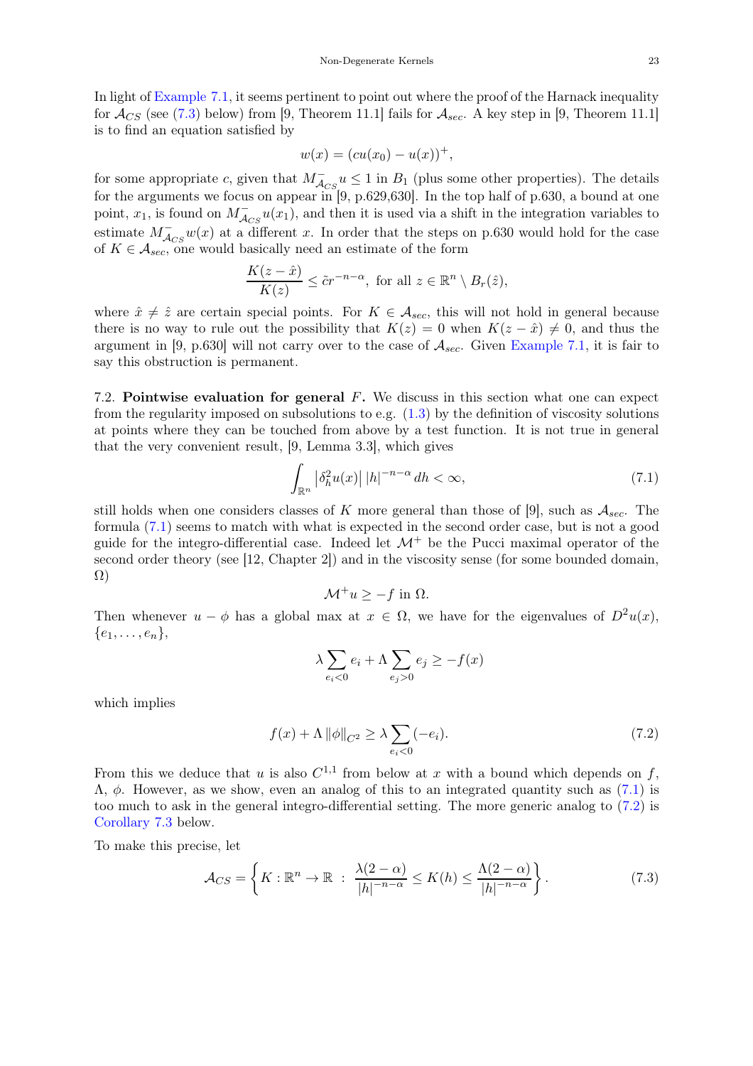In light of Example 7.1, it seems pertinent to point out where the proof of the Harnack inequality for $\mathcal{A}_{CS}$ (see (7.3) below) from [9, Theorem 11.1] fails for $\mathcal{A}_{sec}$. A key step in [9, Theorem 11.1] is to find an equation satisfied by

$$w(x) = (cu(x_0) - u(x))^+,$$

for some appropriate $c$, given that $M^-_{\mathcal{A}_{CS}} u \leq 1$ in $B_1$ (plus some other properties). The details for the arguments we focus on appear in [9, p.629,630]. In the top half of p.630, a bound at one point, $x_1$, is found on $M^-_{\mathcal{A}_{CS}} u(x_1)$, and then it is used via a shift in the integration variables to estimate $M^-_{\mathcal{A}_{CS}} w(x)$ at a different $x$. In order that the steps on p.630 would hold for the case of $K \in \mathcal{A}_{sec}$, one would basically need an estimate of the form

$$\frac{K(z-\hat{x})}{K(z)} \leq \tilde{c} r^{-n-\alpha}, \text{ for all } z \in \mathbb{R}^n \setminus B_r(\hat{z}),$$

where $\hat{x} \neq \hat{z}$ are certain special points. For $K \in \mathcal{A}_{sec}$, this will not hold in general because there is no way to rule out the possibility that $K(z) = 0$ when $K(z - \hat{x}) \neq 0$, and thus the argument in [9, p.630] will not carry over to the case of $\mathcal{A}_{sec}$. Given Example 7.1, it is fair to say this obstruction is permanent.

## 7.2. **Pointwise evaluation for general $F$.**

We discuss in this section what one can expect from the regularity imposed on subsolutions to e.g. (1.3) by the definition of viscosity solutions at points where they can be touched from above by a test function. It is not true in general that the very convenient result, [9, Lemma 3.3], which gives

$$\int_{\mathbb{R}^n} \left|\delta_h^2 u(x)\right| |h|^{-n-\alpha} \, dh < \infty, \tag{7.1}$$

still holds when one considers classes of $K$ more general than those of [9], such as $\mathcal{A}_{sec}$. The formula (7.1) seems to match with what is expected in the second order case, but is not a good guide for the integro-differential case. Indeed let $\mathcal{M}^+$ be the Pucci maximal operator of the second order theory (see [12, Chapter 2]) and in the viscosity sense (for some bounded domain, $\Omega$)

$$\mathcal{M}^+ u \geq -f \text{ in } \Omega.$$

Then whenever $u - \phi$ has a global max at $x \in \Omega$, we have for the eigenvalues of $D^2 u(x)$, $\{e_1, \ldots, e_n\}$,

$$\lambda \sum_{e_i < 0} e_i + \Lambda \sum_{e_j > 0} e_j \geq -f(x)$$

which implies

$$f(x) + \Lambda \|\phi\|_{C^2} \geq \lambda \sum_{e_i < 0} (-e_i). \tag{7.2}$$

From this we deduce that $u$ is also $C^{1,1}$ from below at $x$ with a bound which depends on $f$, $\Lambda$, $\phi$. However, as we show, even an analog of this to an integrated quantity such as (7.1) is too much to ask in the general integro-differential setting. The more generic analog to (7.2) is Corollary 7.3 below.

To make this precise, let

$$\mathcal{A}_{CS} = \left\{ K : \mathbb{R}^n \to \mathbb{R} \;:\; \frac{\lambda(2-\alpha)}{|h|^{-n-\alpha}} \leq K(h) \leq \frac{\Lambda(2-\alpha)}{|h|^{-n-\alpha}} \right\}. \tag{7.3}$$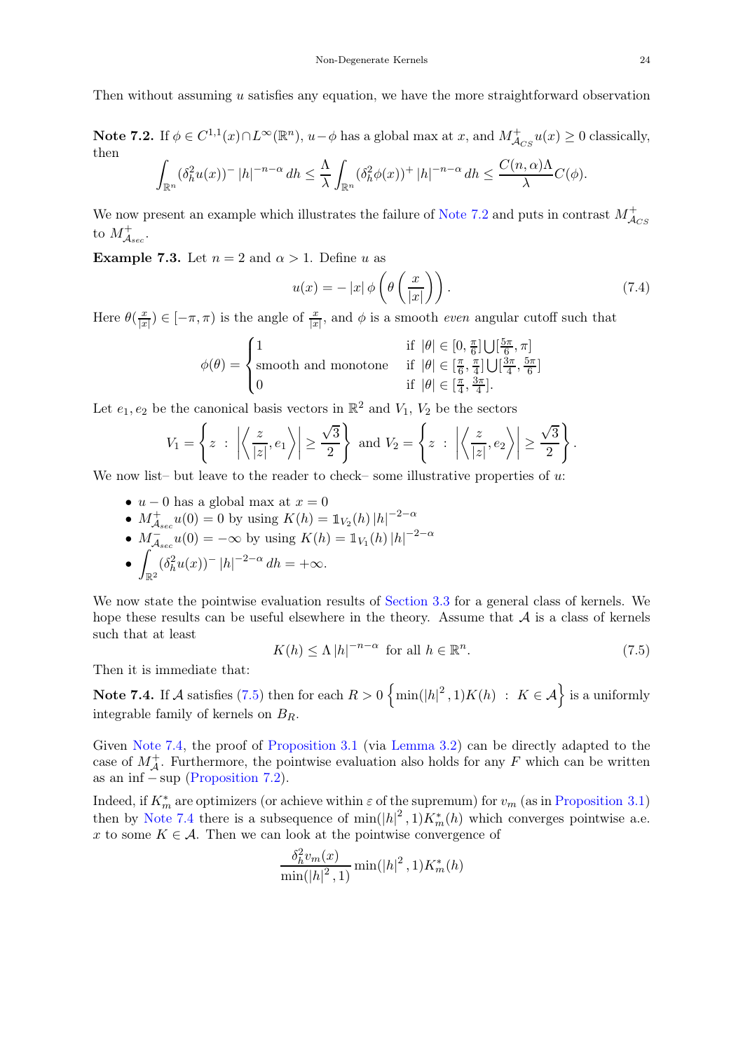Then without assuming $u$ satisfies any equation, we have the more straightforward observation

**Note 7.2.** If $\phi \in C^{1,1}(x) \cap L^\infty(\mathbb{R}^n)$, $u-\phi$ has a global max at $x$, and $M^+_{\mathcal{A}_{CS}} u(x) \geq 0$ classically, then

$$\int_{\mathbb{R}^n} (\delta_h^2 u(x))^- \, |h|^{-n-\alpha} \, dh \leq \frac{\Lambda}{\lambda} \int_{\mathbb{R}^n} (\delta_h^2 \phi(x))^+ \, |h|^{-n-\alpha} \, dh \leq \frac{C(n,\alpha)\Lambda}{\lambda} C(\phi).$$

We now present an example which illustrates the failure of Note 7.2 and puts in contrast $M^+_{\mathcal{A}_{CS}}$ to $M^+_{\mathcal{A}_{sec}}$.

**Example 7.3.** Let $n = 2$ and $\alpha > 1$. Define $u$ as

$$u(x) = -|x| \, \phi\left(\theta\left(\frac{x}{|x|}\right)\right). \tag{7.4}$$

Here $\theta(\frac{x}{|x|}) \in [-\pi, \pi)$ is the angle of $\frac{x}{|x|}$, and $\phi$ is a smooth *even* angular cutoff such that

$$\phi(\theta) = \begin{cases} 1 & \text{if } |\theta| \in [0, \frac{\pi}{6}] \bigcup [\frac{5\pi}{6}, \pi] \\ \text{smooth and monotone} & \text{if } |\theta| \in [\frac{\pi}{6}, \frac{\pi}{4}] \bigcup [\frac{3\pi}{4}, \frac{5\pi}{6}] \\ 0 & \text{if } |\theta| \in [\frac{\pi}{4}, \frac{3\pi}{4}]. \end{cases}$$

Let $e_1, e_2$ be the canonical basis vectors in $\mathbb{R}^2$ and $V_1$, $V_2$ be the sectors

$$V_1 = \left\{ z \ : \ \left| \left\langle \frac{z}{|z|}, e_1 \right\rangle \right| \geq \frac{\sqrt{3}}{2} \right\} \text{ and } V_2 = \left\{ z \ : \ \left| \left\langle \frac{z}{|z|}, e_2 \right\rangle \right| \geq \frac{\sqrt{3}}{2} \right\}.$$

We now list– but leave to the reader to check– some illustrative properties of $u$:

- $u - 0$ has a global max at $x = 0$
- $M^+_{\mathcal{A}_{sec}} u(0) = 0$ by using $K(h) = \mathbb{1}_{V_2}(h) \, |h|^{-2-\alpha}$
- $M^-_{\mathcal{A}_{sec}} u(0) = -\infty$ by using $K(h) = \mathbb{1}_{V_1}(h) \, |h|^{-2-\alpha}$
- $\displaystyle\int_{\mathbb{R}^2} (\delta_h^2 u(x))^- \, |h|^{-2-\alpha} \, dh = +\infty.$

We now state the pointwise evaluation results of Section 3.3 for a general class of kernels. We hope these results can be useful elsewhere in the theory. Assume that $\mathcal{A}$ is a class of kernels such that at least

$$K(h) \leq \Lambda \, |h|^{-n-\alpha} \text{ for all } h \in \mathbb{R}^n. \tag{7.5}$$

Then it is immediate that:

**Note 7.4.** If $\mathcal{A}$ satisfies (7.5) then for each $R > 0$ $\left\{ \min(|h|^2, 1) K(h) \ : \ K \in \mathcal{A} \right\}$ is a uniformly integrable family of kernels on $B_R$.

Given Note 7.4, the proof of Proposition 3.1 (via Lemma 3.2) can be directly adapted to the case of $M^+_{\mathcal{A}}$. Furthermore, the pointwise evaluation also holds for any $F$ which can be written as an inf − sup (Proposition 7.2).

Indeed, if $K^*_m$ are optimizers (or achieve within $\varepsilon$ of the supremum) for $v_m$ (as in Proposition 3.1) then by Note 7.4 there is a subsequence of $\min(|h|^2, 1) K^*_m(h)$ which converges pointwise a.e. $x$ to some $K \in \mathcal{A}$. Then we can look at the pointwise convergence of

$$\frac{\delta_h^2 v_m(x)}{\min(|h|^2, 1)} \min(|h|^2, 1) K^*_m(h)$$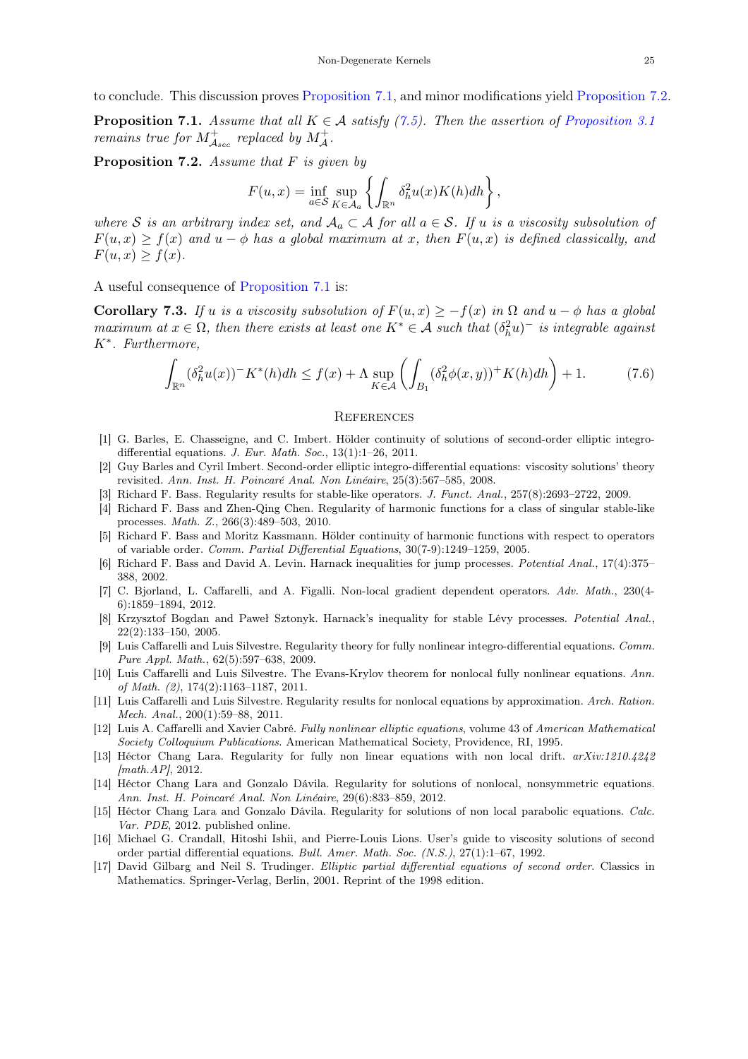to conclude. This discussion proves Proposition 7.1, and minor modifications yield Proposition 7.2.

**Proposition 7.1.** *Assume that all $K \in \mathcal{A}$ satisfy (7.5). Then the assertion of Proposition 3.1 remains true for $M^+_{\mathcal{A}_{sec}}$ replaced by $M^+_{\mathcal{A}}$.*

**Proposition 7.2.** *Assume that $F$ is given by*

$$F(u,x) = \inf_{a \in \mathcal{S}} \sup_{K \in \mathcal{A}_a} \left\{ \int_{\mathbb{R}^n} \delta_h^2 u(x) K(h) dh \right\},$$

*where $\mathcal{S}$ is an arbitrary index set, and $\mathcal{A}_a \subset \mathcal{A}$ for all $a \in \mathcal{S}$. If $u$ is a viscosity subsolution of $F(u,x) \geq f(x)$ and $u - \phi$ has a global maximum at $x$, then $F(u,x)$ is defined classically, and $F(u,x) \geq f(x)$.*

A useful consequence of Proposition 7.1 is:

**Corollary 7.3.** *If $u$ is a viscosity subsolution of $F(u,x) \geq -f(x)$ in $\Omega$ and $u - \phi$ has a global maximum at $x \in \Omega$, then there exists at least one $K^* \in \mathcal{A}$ such that $(\delta_h^2 u)^-$ is integrable against $K^*$. Furthermore,*

$$\int_{\mathbb{R}^n} (\delta_h^2 u(x))^- K^*(h) dh \leq f(x) + \Lambda \sup_{K \in \mathcal{A}} \left( \int_{B_1} (\delta_h^2 \phi(x,y))^+ K(h) dh \right) + 1. \tag{7.6}$$

## References

[1] G. Barles, E. Chasseigne, and C. Imbert. Hölder continuity of solutions of second-order elliptic integro-differential equations. *J. Eur. Math. Soc.*, 13(1):1–26, 2011.

[2] Guy Barles and Cyril Imbert. Second-order elliptic integro-differential equations: viscosity solutions' theory revisited. *Ann. Inst. H. Poincaré Anal. Non Linéaire*, 25(3):567–585, 2008.

[3] Richard F. Bass. Regularity results for stable-like operators. *J. Funct. Anal.*, 257(8):2693–2722, 2009.

[4] Richard F. Bass and Zhen-Qing Chen. Regularity of harmonic functions for a class of singular stable-like processes. *Math. Z.*, 266(3):489–503, 2010.

[5] Richard F. Bass and Moritz Kassmann. Hölder continuity of harmonic functions with respect to operators of variable order. *Comm. Partial Differential Equations*, 30(7-9):1249–1259, 2005.

[6] Richard F. Bass and David A. Levin. Harnack inequalities for jump processes. *Potential Anal.*, 17(4):375–388, 2002.

[7] C. Bjorland, L. Caffarelli, and A. Figalli. Non-local gradient dependent operators. *Adv. Math.*, 230(4-6):1859–1894, 2012.

[8] Krzysztof Bogdan and Paweł Sztonyk. Harnack's inequality for stable Lévy processes. *Potential Anal.*, 22(2):133–150, 2005.

[9] Luis Caffarelli and Luis Silvestre. Regularity theory for fully nonlinear integro-differential equations. *Comm. Pure Appl. Math.*, 62(5):597–638, 2009.

[10] Luis Caffarelli and Luis Silvestre. The Evans-Krylov theorem for nonlocal fully nonlinear equations. *Ann. of Math. (2)*, 174(2):1163–1187, 2011.

[11] Luis Caffarelli and Luis Silvestre. Regularity results for nonlocal equations by approximation. *Arch. Ration. Mech. Anal.*, 200(1):59–88, 2011.

[12] Luis A. Caffarelli and Xavier Cabré. *Fully nonlinear elliptic equations*, volume 43 of *American Mathematical Society Colloquium Publications*. American Mathematical Society, Providence, RI, 1995.

[13] Héctor Chang Lara. Regularity for fully non linear equations with non local drift. *arXiv:1210.4242 [math.AP]*, 2012.

[14] Héctor Chang Lara and Gonzalo Dávila. Regularity for solutions of nonlocal, nonsymmetric equations. *Ann. Inst. H. Poincaré Anal. Non Linéaire*, 29(6):833–859, 2012.

[15] Héctor Chang Lara and Gonzalo Dávila. Regularity for solutions of non local parabolic equations. *Calc. Var. PDE*, 2012. published online.

[16] Michael G. Crandall, Hitoshi Ishii, and Pierre-Louis Lions. User's guide to viscosity solutions of second order partial differential equations. *Bull. Amer. Math. Soc. (N.S.)*, 27(1):1–67, 1992.

[17] David Gilbarg and Neil S. Trudinger. *Elliptic partial differential equations of second order*. Classics in Mathematics. Springer-Verlag, Berlin, 2001. Reprint of the 1998 edition.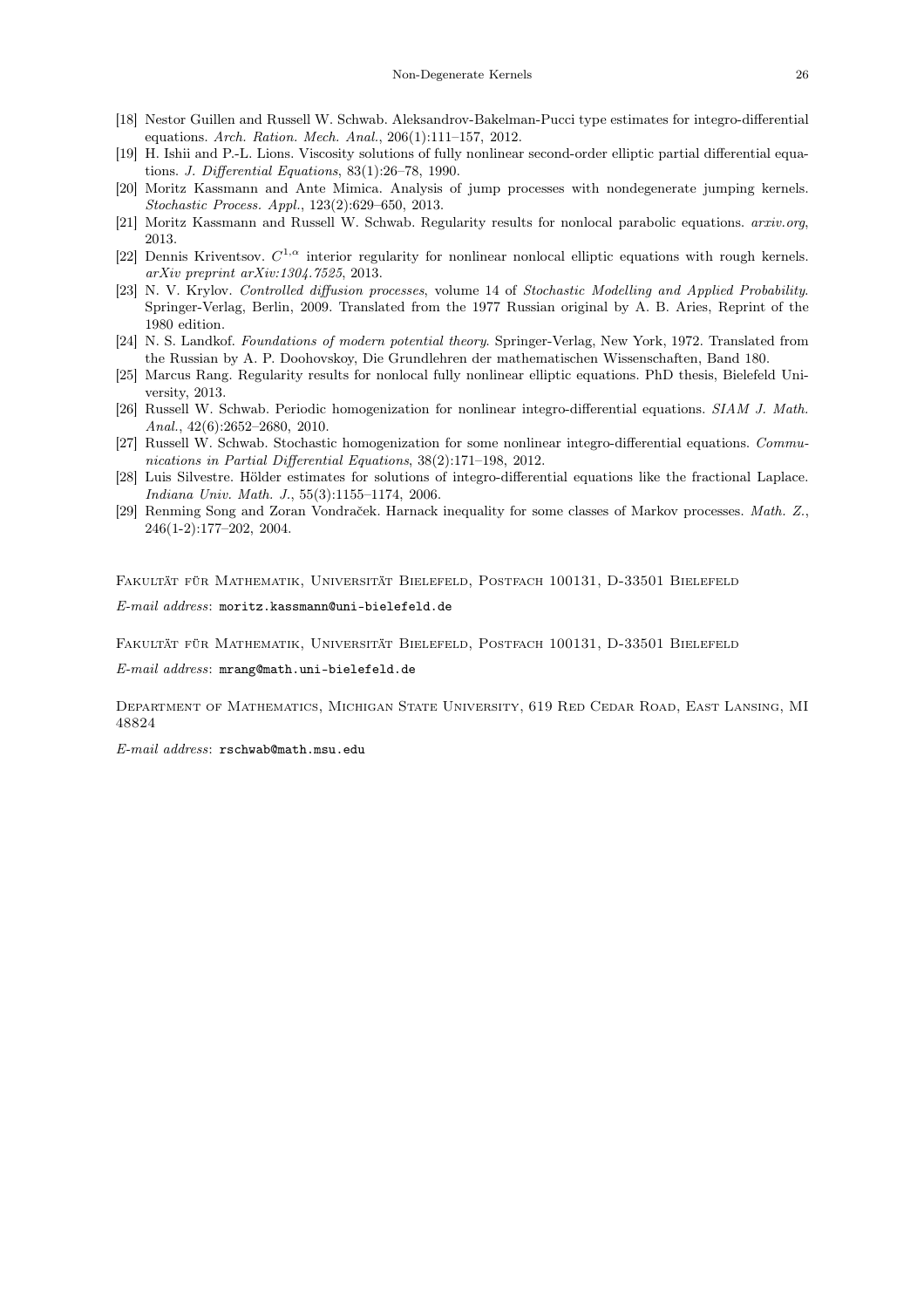[18] Nestor Guillen and Russell W. Schwab. Aleksandrov-Bakelman-Pucci type estimates for integro-differential equations. *Arch. Ration. Mech. Anal.*, 206(1):111–157, 2012.

[19] H. Ishii and P.-L. Lions. Viscosity solutions of fully nonlinear second-order elliptic partial differential equations. *J. Differential Equations*, 83(1):26–78, 1990.

[20] Moritz Kassmann and Ante Mimica. Analysis of jump processes with nondegenerate jumping kernels. *Stochastic Process. Appl.*, 123(2):629–650, 2013.

[21] Moritz Kassmann and Russell W. Schwab. Regularity results for nonlocal parabolic equations. *arxiv.org*, 2013.

[22] Dennis Kriventsov. $C^{1,\alpha}$ interior regularity for nonlinear nonlocal elliptic equations with rough kernels. *arXiv preprint arXiv:1304.7525*, 2013.

[23] N. V. Krylov. *Controlled diffusion processes*, volume 14 of *Stochastic Modelling and Applied Probability*. Springer-Verlag, Berlin, 2009. Translated from the 1977 Russian original by A. B. Aries, Reprint of the 1980 edition.

[24] N. S. Landkof. *Foundations of modern potential theory*. Springer-Verlag, New York, 1972. Translated from the Russian by A. P. Doohovskoy, Die Grundlehren der mathematischen Wissenschaften, Band 180.

[25] Marcus Rang. Regularity results for nonlocal fully nonlinear elliptic equations. PhD thesis, Bielefeld University, 2013.

[26] Russell W. Schwab. Periodic homogenization for nonlinear integro-differential equations. *SIAM J. Math. Anal.*, 42(6):2652–2680, 2010.

[27] Russell W. Schwab. Stochastic homogenization for some nonlinear integro-differential equations. *Communications in Partial Differential Equations*, 38(2):171–198, 2012.

[28] Luis Silvestre. Hölder estimates for solutions of integro-differential equations like the fractional Laplace. *Indiana Univ. Math. J.*, 55(3):1155–1174, 2006.

[29] Renming Song and Zoran Vondraček. Harnack inequality for some classes of Markov processes. *Math. Z.*, 246(1-2):177–202, 2004.

Fakultät für Mathematik, Universität Bielefeld, Postfach 100131, D-33501 Bielefeld

*E-mail address*: moritz.kassmann@uni-bielefeld.de

Fakultät für Mathematik, Universität Bielefeld, Postfach 100131, D-33501 Bielefeld

*E-mail address*: mrang@math.uni-bielefeld.de

Department of Mathematics, Michigan State University, 619 Red Cedar Road, East Lansing, MI 48824

*E-mail address*: rschwab@math.msu.edu